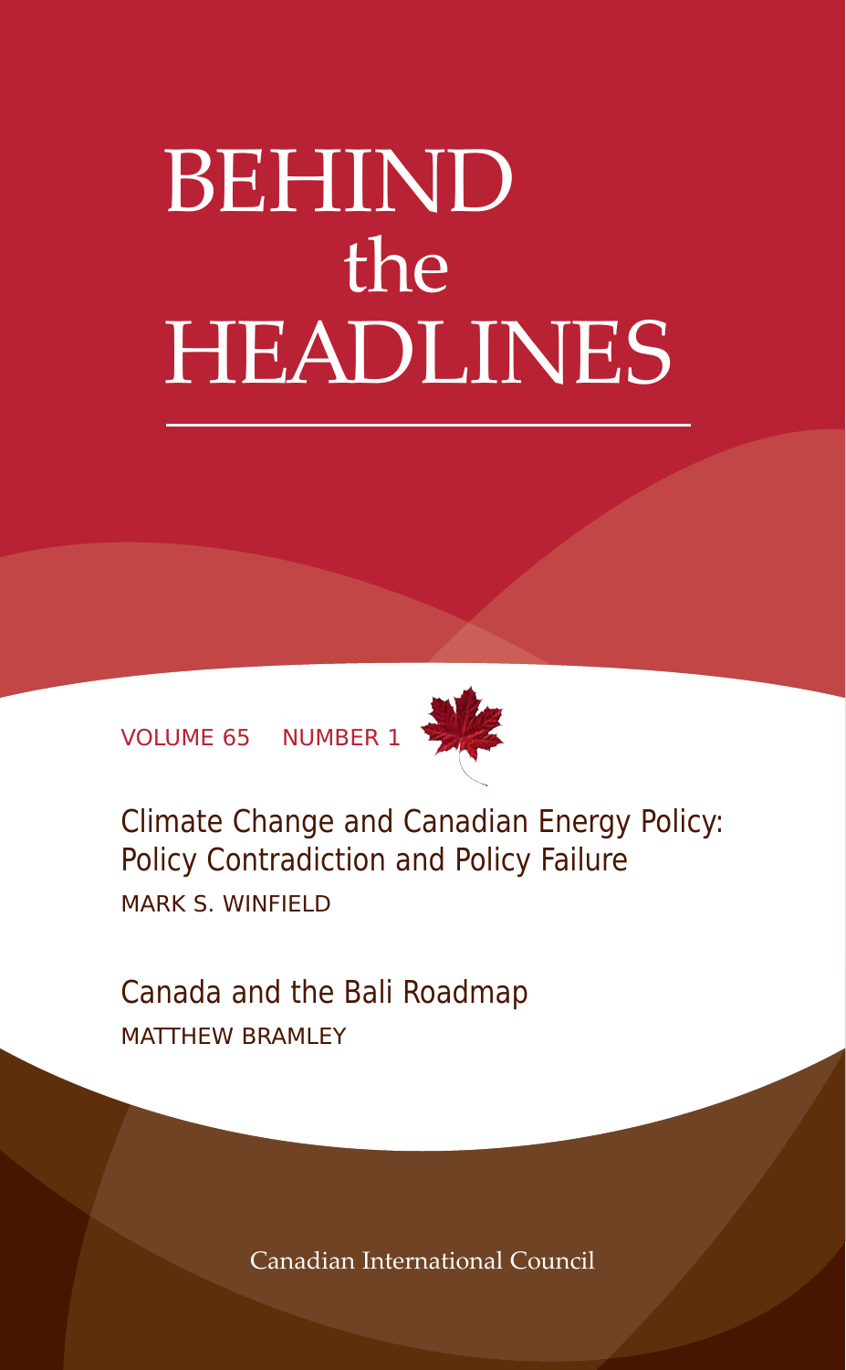# BEHIND the HEADLINES

VOLUME 65 NUMBER 1

## Climate Change and Canadian Energy Policy: Policy Contradiction and Policy Failure

MARK S. WINFIELD

## Canada and the Bali Roadmap

MATTHEW BRAMLEY

Canadian International Council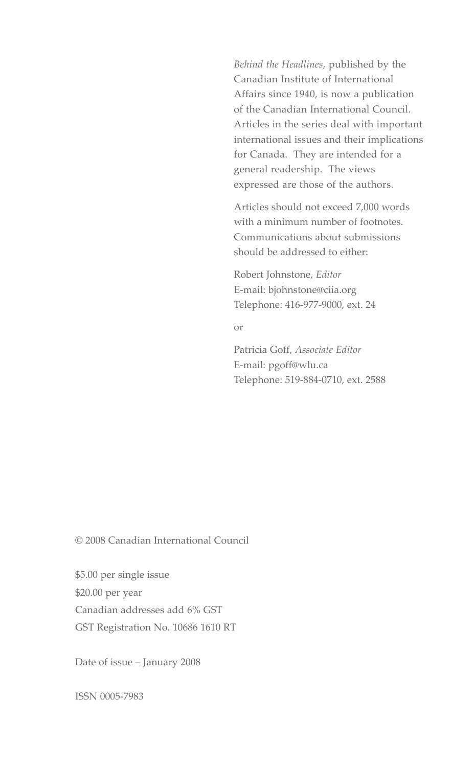*Behind the Headlines,* published by the Canadian Institute of International Affairs since 1940, is now a publication of the Canadian International Council. Articles in the series deal with important international issues and their implications for Canada. They are intended for a general readership. The views expressed are those of the authors.

Articles should not exceed 7,000 words with a minimum number of footnotes. Communications about submissions should be addressed to either:

Robert Johnstone, *Editor*
E-mail: bjohnstone@ciia.org
Telephone: 416-977-9000, ext. 24

or

Patricia Goff, *Associate Editor*
E-mail: pgoff@wlu.ca
Telephone: 519-884-0710, ext. 2588

© 2008 Canadian International Council

$5.00 per single issue
$20.00 per year
Canadian addresses add 6% GST
GST Registration No. 10686 1610 RT

Date of issue – January 2008

ISSN 0005-7983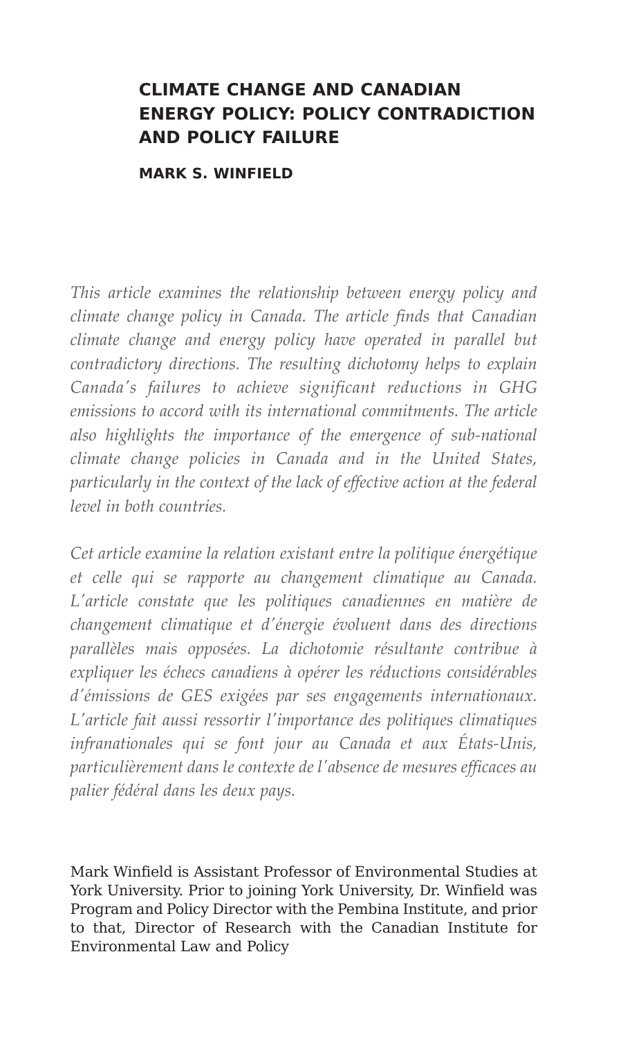# CLIMATE CHANGE AND CANADIAN ENERGY POLICY: POLICY CONTRADICTION AND POLICY FAILURE

**MARK S. WINFIELD**

*This article examines the relationship between energy policy and climate change policy in Canada. The article finds that Canadian climate change and energy policy have operated in parallel but contradictory directions. The resulting dichotomy helps to explain Canada's failures to achieve significant reductions in GHG emissions to accord with its international commitments. The article also highlights the importance of the emergence of sub-national climate change policies in Canada and in the United States, particularly in the context of the lack of effective action at the federal level in both countries.*

*Cet article examine la relation existant entre la politique énergétique et celle qui se rapporte au changement climatique au Canada. L'article constate que les politiques canadiennes en matière de changement climatique et d'énergie évoluent dans des directions parallèles mais opposées. La dichotomie résultante contribue à expliquer les échecs canadiens à opérer les réductions considérables d'émissions de GES exigées par ses engagements internationaux. L'article fait aussi ressortir l'importance des politiques climatiques infranationales qui se font jour au Canada et aux États-Unis, particulièrement dans le contexte de l'absence de mesures efficaces au palier fédéral dans les deux pays.*

Mark Winfield is Assistant Professor of Environmental Studies at York University. Prior to joining York University, Dr. Winfield was Program and Policy Director with the Pembina Institute, and prior to that, Director of Research with the Canadian Institute for Environmental Law and Policy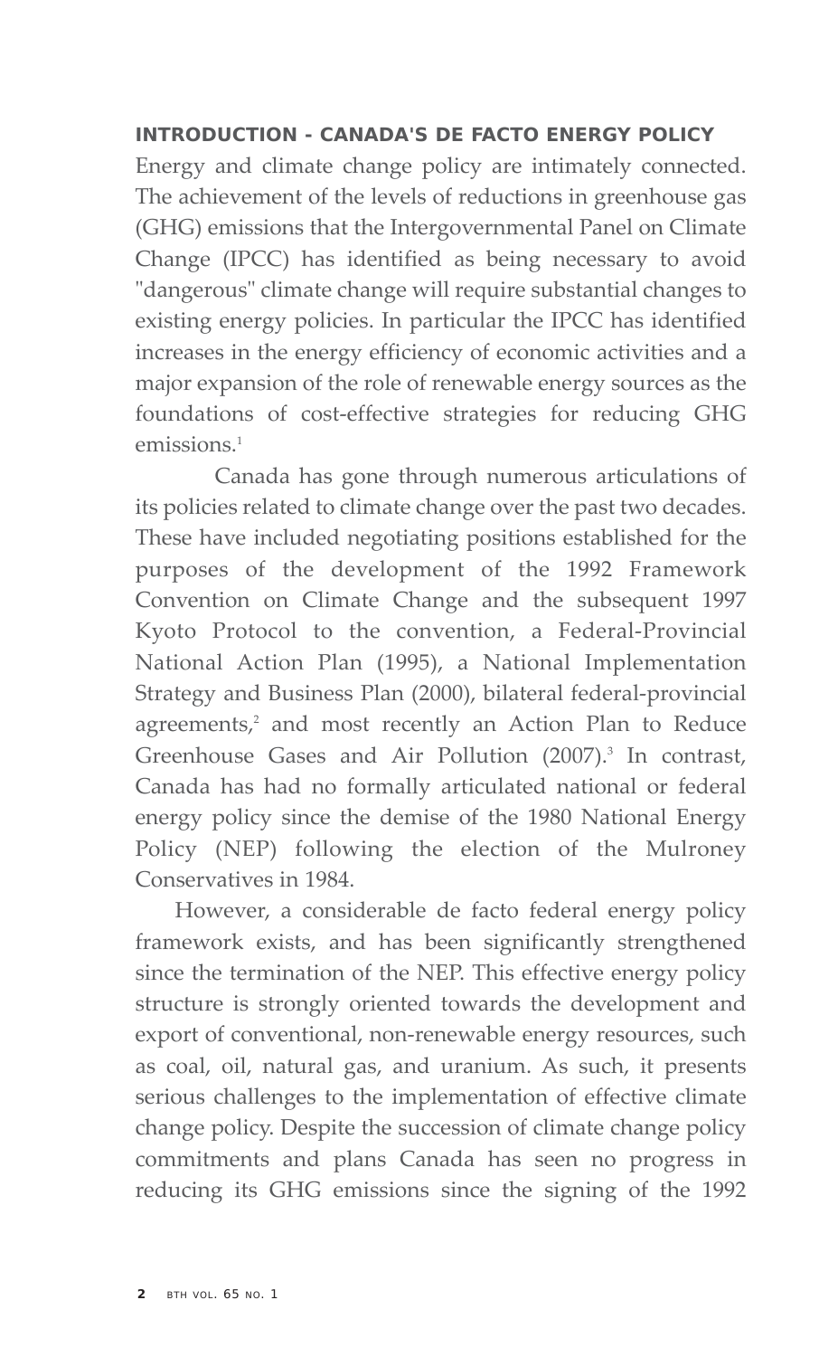## INTRODUCTION - CANADA'S DE FACTO ENERGY POLICY

Energy and climate change policy are intimately connected. The achievement of the levels of reductions in greenhouse gas (GHG) emissions that the Intergovernmental Panel on Climate Change (IPCC) has identified as being necessary to avoid "dangerous" climate change will require substantial changes to existing energy policies. In particular the IPCC has identified increases in the energy efficiency of economic activities and a major expansion of the role of renewable energy sources as the foundations of cost-effective strategies for reducing GHG emissions.[1]

Canada has gone through numerous articulations of its policies related to climate change over the past two decades. These have included negotiating positions established for the purposes of the development of the 1992 Framework Convention on Climate Change and the subsequent 1997 Kyoto Protocol to the convention, a Federal-Provincial National Action Plan (1995), a National Implementation Strategy and Business Plan (2000), bilateral federal-provincial agreements,[2] and most recently an Action Plan to Reduce Greenhouse Gases and Air Pollution (2007).[3] In contrast, Canada has had no formally articulated national or federal energy policy since the demise of the 1980 National Energy Policy (NEP) following the election of the Mulroney Conservatives in 1984.

However, a considerable de facto federal energy policy framework exists, and has been significantly strengthened since the termination of the NEP. This effective energy policy structure is strongly oriented towards the development and export of conventional, non-renewable energy resources, such as coal, oil, natural gas, and uranium. As such, it presents serious challenges to the implementation of effective climate change policy. Despite the succession of climate change policy commitments and plans Canada has seen no progress in reducing its GHG emissions since the signing of the 1992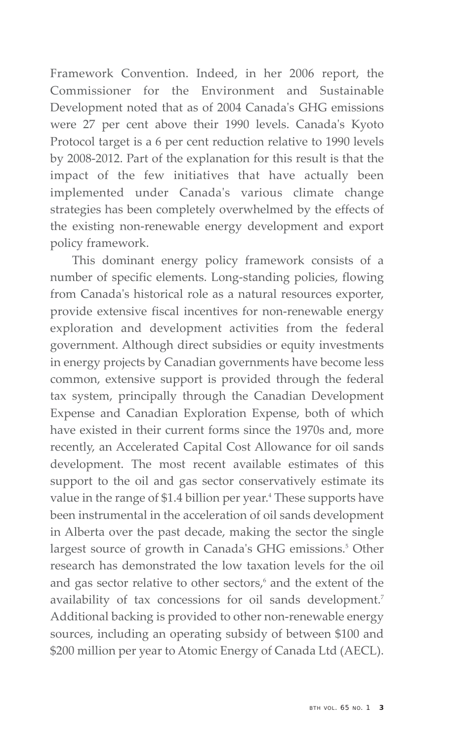Framework Convention. Indeed, in her 2006 report, the Commissioner for the Environment and Sustainable Development noted that as of 2004 Canada's GHG emissions were 27 per cent above their 1990 levels. Canada's Kyoto Protocol target is a 6 per cent reduction relative to 1990 levels by 2008-2012. Part of the explanation for this result is that the impact of the few initiatives that have actually been implemented under Canada's various climate change strategies has been completely overwhelmed by the effects of the existing non-renewable energy development and export policy framework.

This dominant energy policy framework consists of a number of specific elements. Long-standing policies, flowing from Canada's historical role as a natural resources exporter, provide extensive fiscal incentives for non-renewable energy exploration and development activities from the federal government. Although direct subsidies or equity investments in energy projects by Canadian governments have become less common, extensive support is provided through the federal tax system, principally through the Canadian Development Expense and Canadian Exploration Expense, both of which have existed in their current forms since the 1970s and, more recently, an Accelerated Capital Cost Allowance for oil sands development. The most recent available estimates of this support to the oil and gas sector conservatively estimate its value in the range of $1.4 billion per year.[4] These supports have been instrumental in the acceleration of oil sands development in Alberta over the past decade, making the sector the single largest source of growth in Canada's GHG emissions.[5] Other research has demonstrated the low taxation levels for the oil and gas sector relative to other sectors,[6] and the extent of the availability of tax concessions for oil sands development.[7] Additional backing is provided to other non-renewable energy sources, including an operating subsidy of between $100 and $200 million per year to Atomic Energy of Canada Ltd (AECL).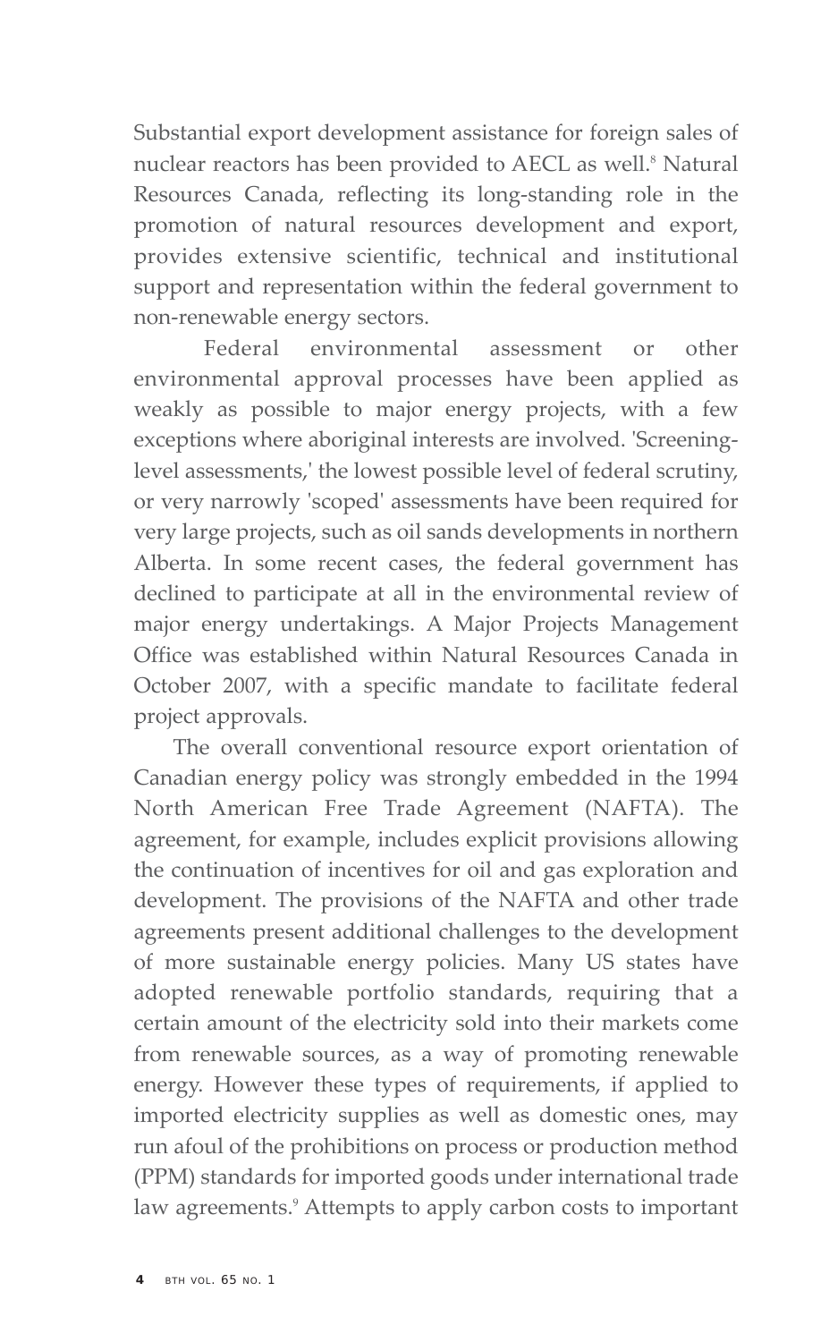Substantial export development assistance for foreign sales of nuclear reactors has been provided to AECL as well.[8] Natural Resources Canada, reflecting its long-standing role in the promotion of natural resources development and export, provides extensive scientific, technical and institutional support and representation within the federal government to non-renewable energy sectors.

Federal environmental assessment or other environmental approval processes have been applied as weakly as possible to major energy projects, with a few exceptions where aboriginal interests are involved. 'Screening-level assessments,' the lowest possible level of federal scrutiny, or very narrowly 'scoped' assessments have been required for very large projects, such as oil sands developments in northern Alberta. In some recent cases, the federal government has declined to participate at all in the environmental review of major energy undertakings. A Major Projects Management Office was established within Natural Resources Canada in October 2007, with a specific mandate to facilitate federal project approvals.

The overall conventional resource export orientation of Canadian energy policy was strongly embedded in the 1994 North American Free Trade Agreement (NAFTA). The agreement, for example, includes explicit provisions allowing the continuation of incentives for oil and gas exploration and development. The provisions of the NAFTA and other trade agreements present additional challenges to the development of more sustainable energy policies. Many US states have adopted renewable portfolio standards, requiring that a certain amount of the electricity sold into their markets come from renewable sources, as a way of promoting renewable energy. However these types of requirements, if applied to imported electricity supplies as well as domestic ones, may run afoul of the prohibitions on process or production method (PPM) standards for imported goods under international trade law agreements.[9] Attempts to apply carbon costs to important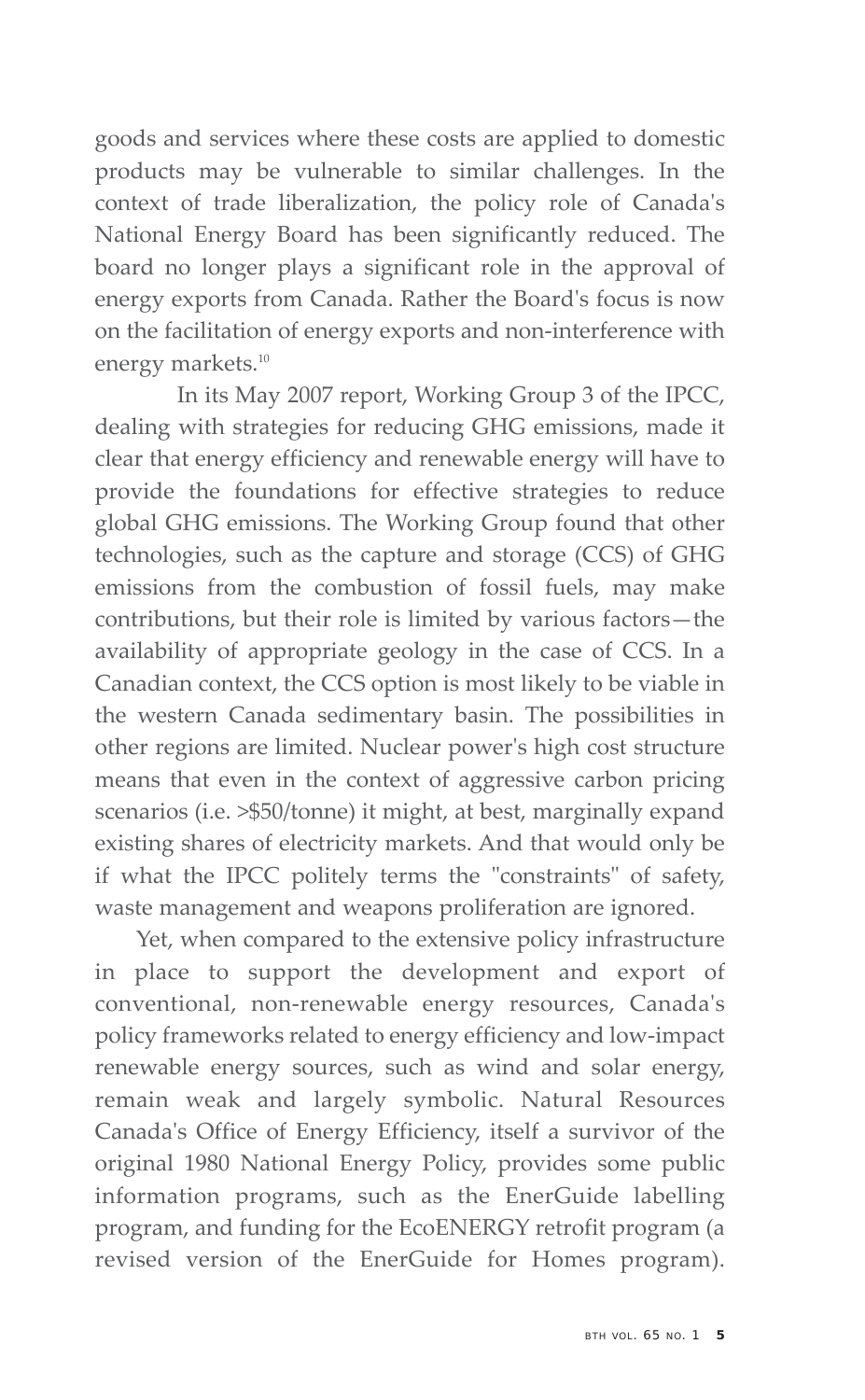goods and services where these costs are applied to domestic products may be vulnerable to similar challenges. In the context of trade liberalization, the policy role of Canada's National Energy Board has been significantly reduced. The board no longer plays a significant role in the approval of energy exports from Canada. Rather the Board's focus is now on the facilitation of energy exports and non-interference with energy markets.[10]

In its May 2007 report, Working Group 3 of the IPCC, dealing with strategies for reducing GHG emissions, made it clear that energy efficiency and renewable energy will have to provide the foundations for effective strategies to reduce global GHG emissions. The Working Group found that other technologies, such as the capture and storage (CCS) of GHG emissions from the combustion of fossil fuels, may make contributions, but their role is limited by various factors—the availability of appropriate geology in the case of CCS. In a Canadian context, the CCS option is most likely to be viable in the western Canada sedimentary basin. The possibilities in other regions are limited. Nuclear power's high cost structure means that even in the context of aggressive carbon pricing scenarios (i.e. >$50/tonne) it might, at best, marginally expand existing shares of electricity markets. And that would only be if what the IPCC politely terms the "constraints" of safety, waste management and weapons proliferation are ignored.

Yet, when compared to the extensive policy infrastructure in place to support the development and export of conventional, non-renewable energy resources, Canada's policy frameworks related to energy efficiency and low-impact renewable energy sources, such as wind and solar energy, remain weak and largely symbolic. Natural Resources Canada's Office of Energy Efficiency, itself a survivor of the original 1980 National Energy Policy, provides some public information programs, such as the EnerGuide labelling program, and funding for the EcoENERGY retrofit program (a revised version of the EnerGuide for Homes program).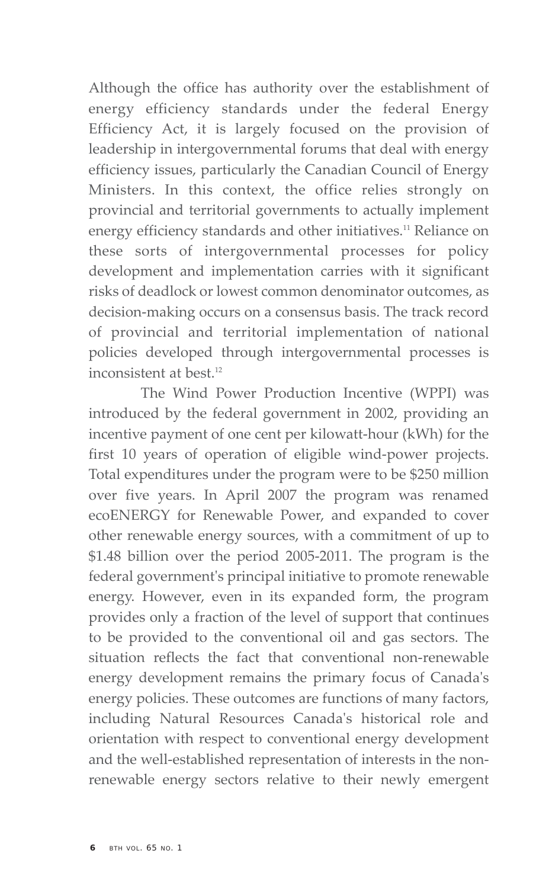Although the office has authority over the establishment of energy efficiency standards under the federal Energy Efficiency Act, it is largely focused on the provision of leadership in intergovernmental forums that deal with energy efficiency issues, particularly the Canadian Council of Energy Ministers. In this context, the office relies strongly on provincial and territorial governments to actually implement energy efficiency standards and other initiatives.[11] Reliance on these sorts of intergovernmental processes for policy development and implementation carries with it significant risks of deadlock or lowest common denominator outcomes, as decision-making occurs on a consensus basis. The track record of provincial and territorial implementation of national policies developed through intergovernmental processes is inconsistent at best.[12]

The Wind Power Production Incentive (WPPI) was introduced by the federal government in 2002, providing an incentive payment of one cent per kilowatt-hour (kWh) for the first 10 years of operation of eligible wind-power projects. Total expenditures under the program were to be $250 million over five years. In April 2007 the program was renamed ecoENERGY for Renewable Power, and expanded to cover other renewable energy sources, with a commitment of up to $1.48 billion over the period 2005-2011. The program is the federal government's principal initiative to promote renewable energy. However, even in its expanded form, the program provides only a fraction of the level of support that continues to be provided to the conventional oil and gas sectors. The situation reflects the fact that conventional non-renewable energy development remains the primary focus of Canada's energy policies. These outcomes are functions of many factors, including Natural Resources Canada's historical role and orientation with respect to conventional energy development and the well-established representation of interests in the non-renewable energy sectors relative to their newly emergent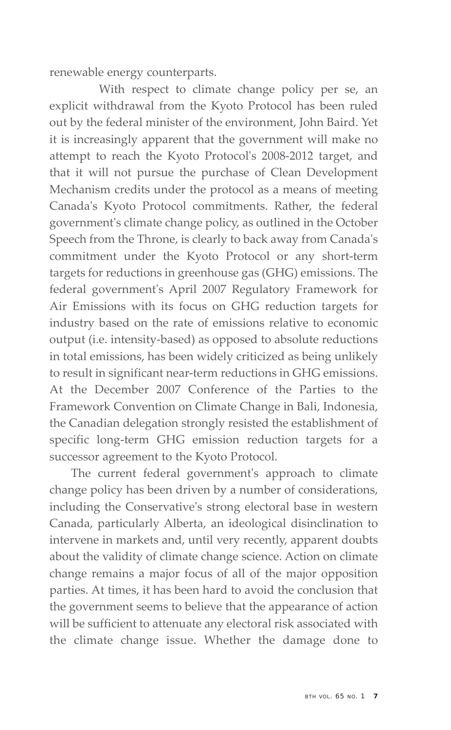renewable energy counterparts.

With respect to climate change policy per se, an explicit withdrawal from the Kyoto Protocol has been ruled out by the federal minister of the environment, John Baird. Yet it is increasingly apparent that the government will make no attempt to reach the Kyoto Protocol's 2008-2012 target, and that it will not pursue the purchase of Clean Development Mechanism credits under the protocol as a means of meeting Canada's Kyoto Protocol commitments. Rather, the federal government's climate change policy, as outlined in the October Speech from the Throne, is clearly to back away from Canada's commitment under the Kyoto Protocol or any short-term targets for reductions in greenhouse gas (GHG) emissions. The federal government's April 2007 Regulatory Framework for Air Emissions with its focus on GHG reduction targets for industry based on the rate of emissions relative to economic output (i.e. intensity-based) as opposed to absolute reductions in total emissions, has been widely criticized as being unlikely to result in significant near-term reductions in GHG emissions. At the December 2007 Conference of the Parties to the Framework Convention on Climate Change in Bali, Indonesia, the Canadian delegation strongly resisted the establishment of specific long-term GHG emission reduction targets for a successor agreement to the Kyoto Protocol.

The current federal government's approach to climate change policy has been driven by a number of considerations, including the Conservative's strong electoral base in western Canada, particularly Alberta, an ideological disinclination to intervene in markets and, until very recently, apparent doubts about the validity of climate change science. Action on climate change remains a major focus of all of the major opposition parties. At times, it has been hard to avoid the conclusion that the government seems to believe that the appearance of action will be sufficient to attenuate any electoral risk associated with the climate change issue. Whether the damage done to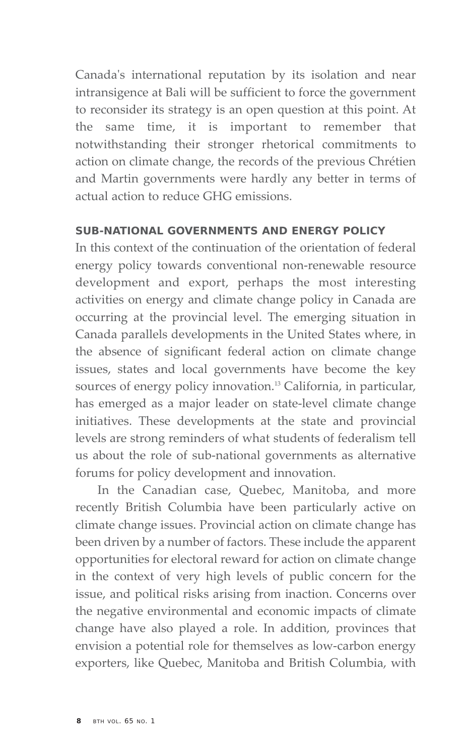Canada's international reputation by its isolation and near intransigence at Bali will be sufficient to force the government to reconsider its strategy is an open question at this point. At the same time, it is important to remember that notwithstanding their stronger rhetorical commitments to action on climate change, the records of the previous Chrétien and Martin governments were hardly any better in terms of actual action to reduce GHG emissions.

## SUB-NATIONAL GOVERNMENTS AND ENERGY POLICY

In this context of the continuation of the orientation of federal energy policy towards conventional non-renewable resource development and export, perhaps the most interesting activities on energy and climate change policy in Canada are occurring at the provincial level. The emerging situation in Canada parallels developments in the United States where, in the absence of significant federal action on climate change issues, states and local governments have become the key sources of energy policy innovation.[13] California, in particular, has emerged as a major leader on state-level climate change initiatives. These developments at the state and provincial levels are strong reminders of what students of federalism tell us about the role of sub-national governments as alternative forums for policy development and innovation.

In the Canadian case, Quebec, Manitoba, and more recently British Columbia have been particularly active on climate change issues. Provincial action on climate change has been driven by a number of factors. These include the apparent opportunities for electoral reward for action on climate change in the context of very high levels of public concern for the issue, and political risks arising from inaction. Concerns over the negative environmental and economic impacts of climate change have also played a role. In addition, provinces that envision a potential role for themselves as low-carbon energy exporters, like Quebec, Manitoba and British Columbia, with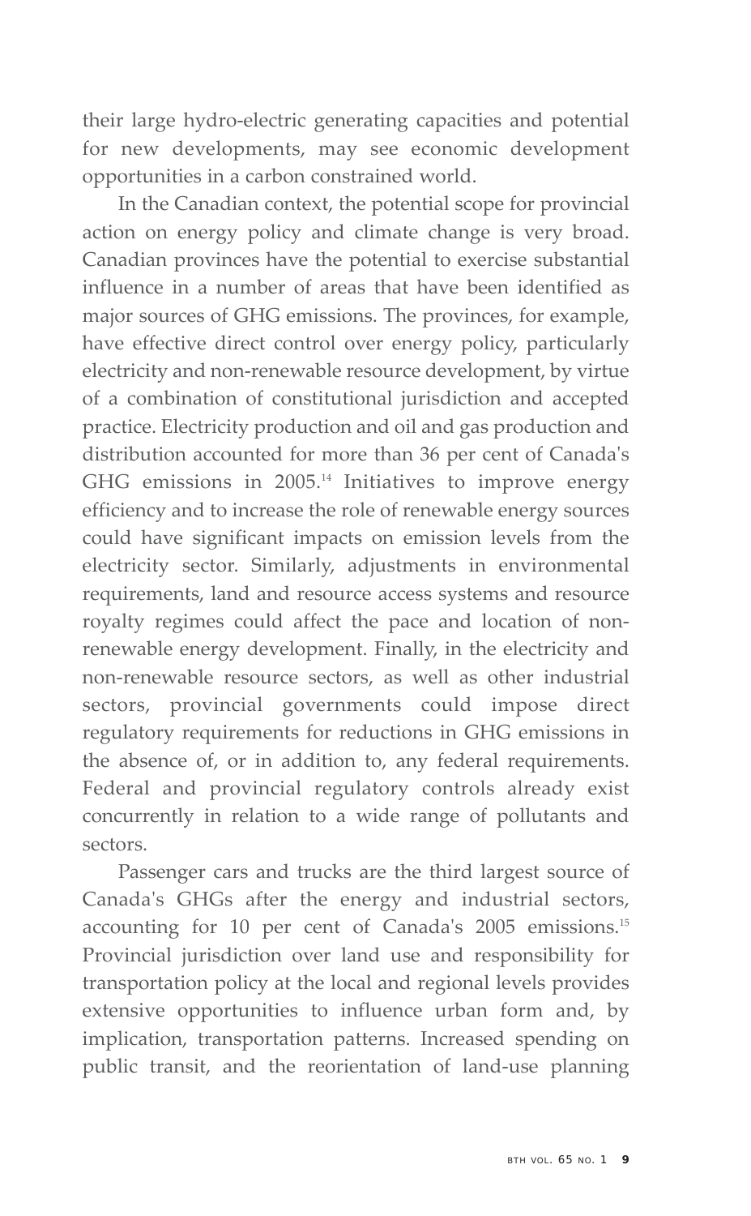their large hydro-electric generating capacities and potential for new developments, may see economic development opportunities in a carbon constrained world.

In the Canadian context, the potential scope for provincial action on energy policy and climate change is very broad. Canadian provinces have the potential to exercise substantial influence in a number of areas that have been identified as major sources of GHG emissions. The provinces, for example, have effective direct control over energy policy, particularly electricity and non-renewable resource development, by virtue of a combination of constitutional jurisdiction and accepted practice. Electricity production and oil and gas production and distribution accounted for more than 36 per cent of Canada's GHG emissions in 2005.[14] Initiatives to improve energy efficiency and to increase the role of renewable energy sources could have significant impacts on emission levels from the electricity sector. Similarly, adjustments in environmental requirements, land and resource access systems and resource royalty regimes could affect the pace and location of non-renewable energy development. Finally, in the electricity and non-renewable resource sectors, as well as other industrial sectors, provincial governments could impose direct regulatory requirements for reductions in GHG emissions in the absence of, or in addition to, any federal requirements. Federal and provincial regulatory controls already exist concurrently in relation to a wide range of pollutants and sectors.

Passenger cars and trucks are the third largest source of Canada's GHGs after the energy and industrial sectors, accounting for 10 per cent of Canada's 2005 emissions.[15] Provincial jurisdiction over land use and responsibility for transportation policy at the local and regional levels provides extensive opportunities to influence urban form and, by implication, transportation patterns. Increased spending on public transit, and the reorientation of land-use planning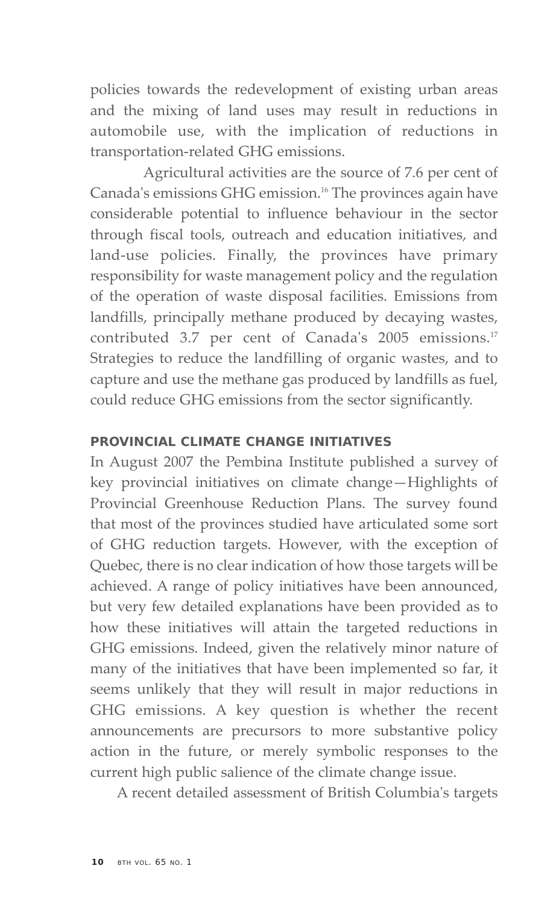policies towards the redevelopment of existing urban areas and the mixing of land uses may result in reductions in automobile use, with the implication of reductions in transportation-related GHG emissions.

Agricultural activities are the source of 7.6 per cent of Canada's emissions GHG emission.[16] The provinces again have considerable potential to influence behaviour in the sector through fiscal tools, outreach and education initiatives, and land-use policies. Finally, the provinces have primary responsibility for waste management policy and the regulation of the operation of waste disposal facilities. Emissions from landfills, principally methane produced by decaying wastes, contributed 3.7 per cent of Canada's 2005 emissions.[17] Strategies to reduce the landfilling of organic wastes, and to capture and use the methane gas produced by landfills as fuel, could reduce GHG emissions from the sector significantly.

## PROVINCIAL CLIMATE CHANGE INITIATIVES

In August 2007 the Pembina Institute published a survey of key provincial initiatives on climate change—Highlights of Provincial Greenhouse Reduction Plans. The survey found that most of the provinces studied have articulated some sort of GHG reduction targets. However, with the exception of Quebec, there is no clear indication of how those targets will be achieved. A range of policy initiatives have been announced, but very few detailed explanations have been provided as to how these initiatives will attain the targeted reductions in GHG emissions. Indeed, given the relatively minor nature of many of the initiatives that have been implemented so far, it seems unlikely that they will result in major reductions in GHG emissions. A key question is whether the recent announcements are precursors to more substantive policy action in the future, or merely symbolic responses to the current high public salience of the climate change issue.

A recent detailed assessment of British Columbia's targets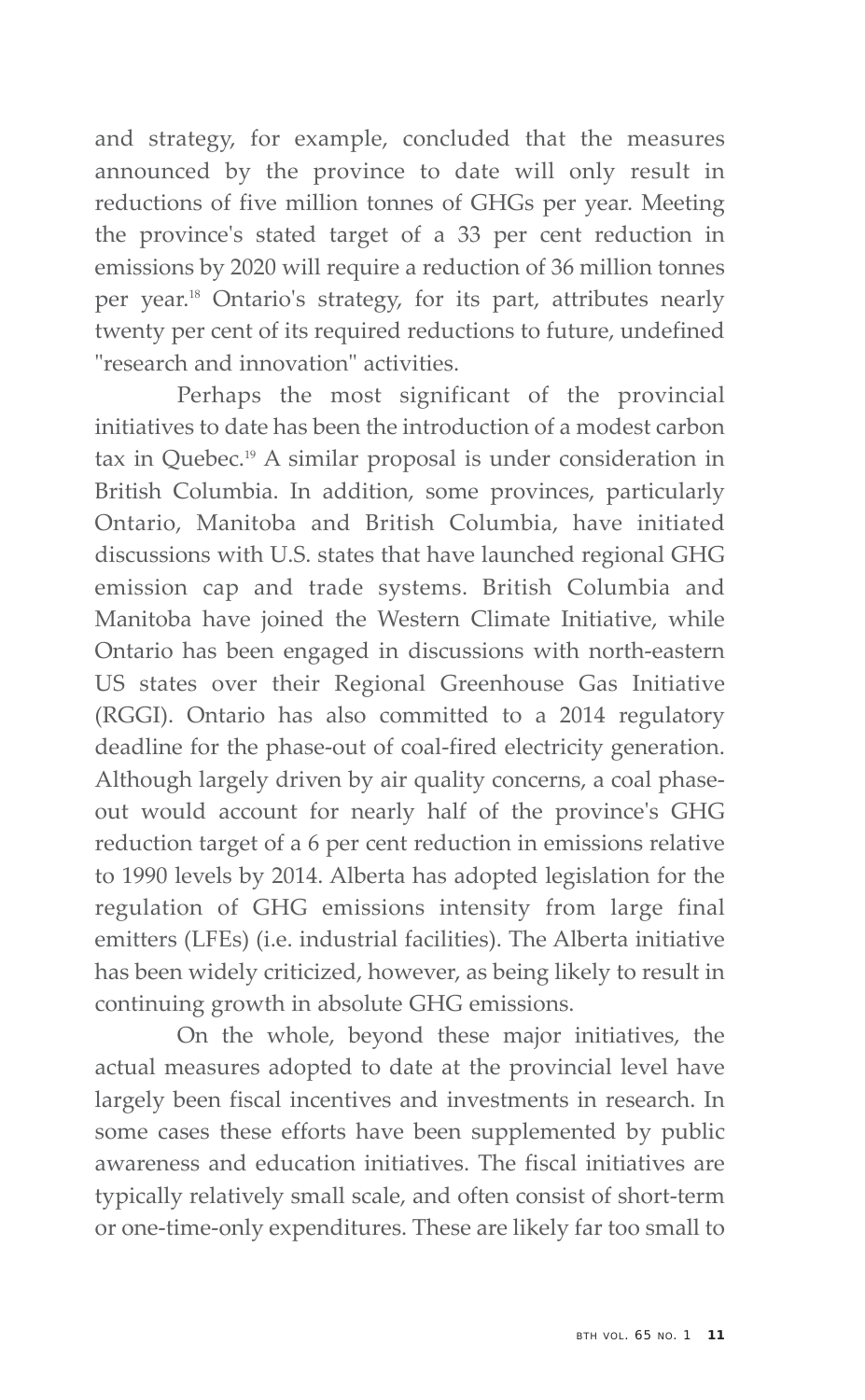and strategy, for example, concluded that the measures announced by the province to date will only result in reductions of five million tonnes of GHGs per year. Meeting the province's stated target of a 33 per cent reduction in emissions by 2020 will require a reduction of 36 million tonnes per year.[18] Ontario's strategy, for its part, attributes nearly twenty per cent of its required reductions to future, undefined "research and innovation" activities.

Perhaps the most significant of the provincial initiatives to date has been the introduction of a modest carbon tax in Quebec.[19] A similar proposal is under consideration in British Columbia. In addition, some provinces, particularly Ontario, Manitoba and British Columbia, have initiated discussions with U.S. states that have launched regional GHG emission cap and trade systems. British Columbia and Manitoba have joined the Western Climate Initiative, while Ontario has been engaged in discussions with north-eastern US states over their Regional Greenhouse Gas Initiative (RGGI). Ontario has also committed to a 2014 regulatory deadline for the phase-out of coal-fired electricity generation. Although largely driven by air quality concerns, a coal phase-out would account for nearly half of the province's GHG reduction target of a 6 per cent reduction in emissions relative to 1990 levels by 2014. Alberta has adopted legislation for the regulation of GHG emissions intensity from large final emitters (LFEs) (i.e. industrial facilities). The Alberta initiative has been widely criticized, however, as being likely to result in continuing growth in absolute GHG emissions.

On the whole, beyond these major initiatives, the actual measures adopted to date at the provincial level have largely been fiscal incentives and investments in research. In some cases these efforts have been supplemented by public awareness and education initiatives. The fiscal initiatives are typically relatively small scale, and often consist of short-term or one-time-only expenditures. These are likely far too small to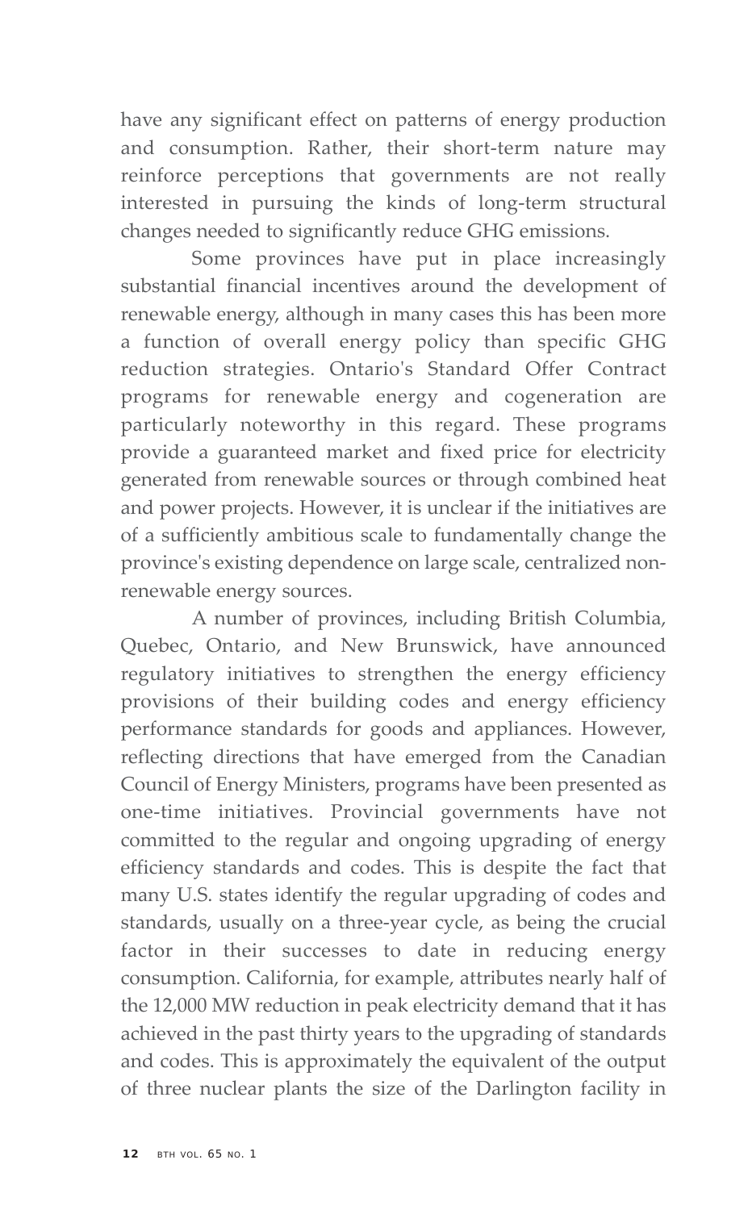have any significant effect on patterns of energy production and consumption. Rather, their short-term nature may reinforce perceptions that governments are not really interested in pursuing the kinds of long-term structural changes needed to significantly reduce GHG emissions.

Some provinces have put in place increasingly substantial financial incentives around the development of renewable energy, although in many cases this has been more a function of overall energy policy than specific GHG reduction strategies. Ontario's Standard Offer Contract programs for renewable energy and cogeneration are particularly noteworthy in this regard. These programs provide a guaranteed market and fixed price for electricity generated from renewable sources or through combined heat and power projects. However, it is unclear if the initiatives are of a sufficiently ambitious scale to fundamentally change the province's existing dependence on large scale, centralized non-renewable energy sources.

A number of provinces, including British Columbia, Quebec, Ontario, and New Brunswick, have announced regulatory initiatives to strengthen the energy efficiency provisions of their building codes and energy efficiency performance standards for goods and appliances. However, reflecting directions that have emerged from the Canadian Council of Energy Ministers, programs have been presented as one-time initiatives. Provincial governments have not committed to the regular and ongoing upgrading of energy efficiency standards and codes. This is despite the fact that many U.S. states identify the regular upgrading of codes and standards, usually on a three-year cycle, as being the crucial factor in their successes to date in reducing energy consumption. California, for example, attributes nearly half of the 12,000 MW reduction in peak electricity demand that it has achieved in the past thirty years to the upgrading of standards and codes. This is approximately the equivalent of the output of three nuclear plants the size of the Darlington facility in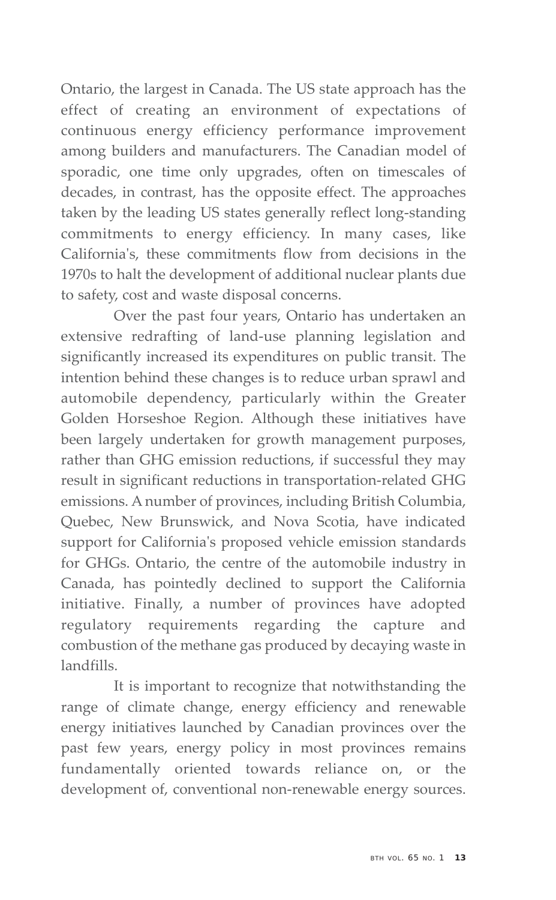Ontario, the largest in Canada. The US state approach has the effect of creating an environment of expectations of continuous energy efficiency performance improvement among builders and manufacturers. The Canadian model of sporadic, one time only upgrades, often on timescales of decades, in contrast, has the opposite effect. The approaches taken by the leading US states generally reflect long-standing commitments to energy efficiency. In many cases, like California's, these commitments flow from decisions in the 1970s to halt the development of additional nuclear plants due to safety, cost and waste disposal concerns.

Over the past four years, Ontario has undertaken an extensive redrafting of land-use planning legislation and significantly increased its expenditures on public transit. The intention behind these changes is to reduce urban sprawl and automobile dependency, particularly within the Greater Golden Horseshoe Region. Although these initiatives have been largely undertaken for growth management purposes, rather than GHG emission reductions, if successful they may result in significant reductions in transportation-related GHG emissions. A number of provinces, including British Columbia, Quebec, New Brunswick, and Nova Scotia, have indicated support for California's proposed vehicle emission standards for GHGs. Ontario, the centre of the automobile industry in Canada, has pointedly declined to support the California initiative. Finally, a number of provinces have adopted regulatory requirements regarding the capture and combustion of the methane gas produced by decaying waste in landfills.

It is important to recognize that notwithstanding the range of climate change, energy efficiency and renewable energy initiatives launched by Canadian provinces over the past few years, energy policy in most provinces remains fundamentally oriented towards reliance on, or the development of, conventional non-renewable energy sources.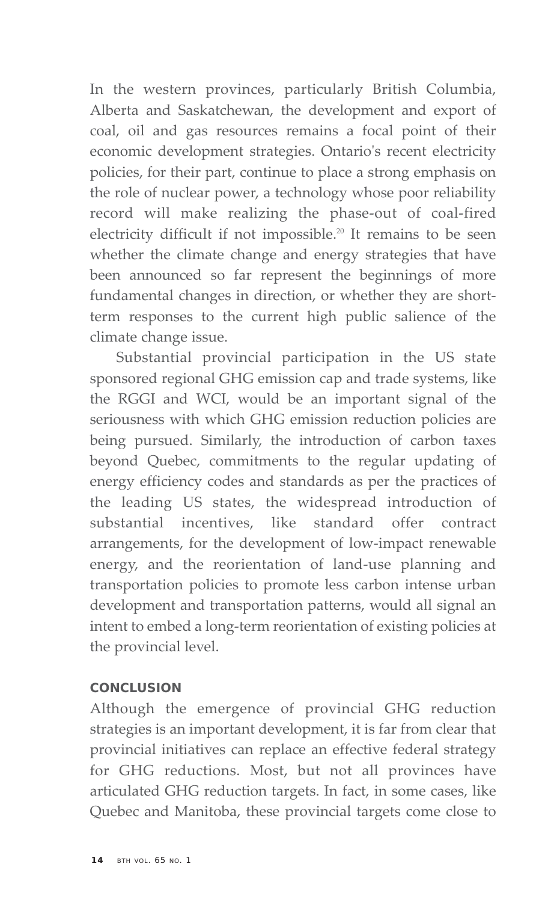In the western provinces, particularly British Columbia, Alberta and Saskatchewan, the development and export of coal, oil and gas resources remains a focal point of their economic development strategies. Ontario's recent electricity policies, for their part, continue to place a strong emphasis on the role of nuclear power, a technology whose poor reliability record will make realizing the phase-out of coal-fired electricity difficult if not impossible.[20] It remains to be seen whether the climate change and energy strategies that have been announced so far represent the beginnings of more fundamental changes in direction, or whether they are short-term responses to the current high public salience of the climate change issue.

Substantial provincial participation in the US state sponsored regional GHG emission cap and trade systems, like the RGGI and WCI, would be an important signal of the seriousness with which GHG emission reduction policies are being pursued. Similarly, the introduction of carbon taxes beyond Quebec, commitments to the regular updating of energy efficiency codes and standards as per the practices of the leading US states, the widespread introduction of substantial incentives, like standard offer contract arrangements, for the development of low-impact renewable energy, and the reorientation of land-use planning and transportation policies to promote less carbon intense urban development and transportation patterns, would all signal an intent to embed a long-term reorientation of existing policies at the provincial level.

## CONCLUSION

Although the emergence of provincial GHG reduction strategies is an important development, it is far from clear that provincial initiatives can replace an effective federal strategy for GHG reductions. Most, but not all provinces have articulated GHG reduction targets. In fact, in some cases, like Quebec and Manitoba, these provincial targets come close to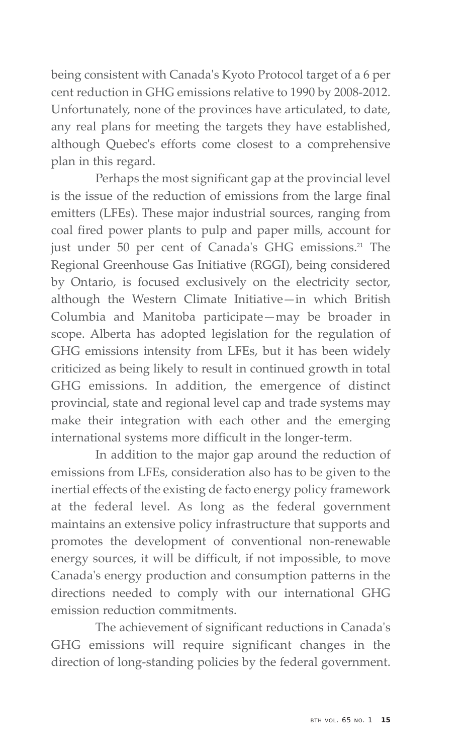being consistent with Canada's Kyoto Protocol target of a 6 per cent reduction in GHG emissions relative to 1990 by 2008-2012. Unfortunately, none of the provinces have articulated, to date, any real plans for meeting the targets they have established, although Quebec's efforts come closest to a comprehensive plan in this regard.

Perhaps the most significant gap at the provincial level is the issue of the reduction of emissions from the large final emitters (LFEs). These major industrial sources, ranging from coal fired power plants to pulp and paper mills, account for just under 50 per cent of Canada's GHG emissions.[21] The Regional Greenhouse Gas Initiative (RGGI), being considered by Ontario, is focused exclusively on the electricity sector, although the Western Climate Initiative—in which British Columbia and Manitoba participate—may be broader in scope. Alberta has adopted legislation for the regulation of GHG emissions intensity from LFEs, but it has been widely criticized as being likely to result in continued growth in total GHG emissions. In addition, the emergence of distinct provincial, state and regional level cap and trade systems may make their integration with each other and the emerging international systems more difficult in the longer-term.

In addition to the major gap around the reduction of emissions from LFEs, consideration also has to be given to the inertial effects of the existing de facto energy policy framework at the federal level. As long as the federal government maintains an extensive policy infrastructure that supports and promotes the development of conventional non-renewable energy sources, it will be difficult, if not impossible, to move Canada's energy production and consumption patterns in the directions needed to comply with our international GHG emission reduction commitments.

The achievement of significant reductions in Canada's GHG emissions will require significant changes in the direction of long-standing policies by the federal government.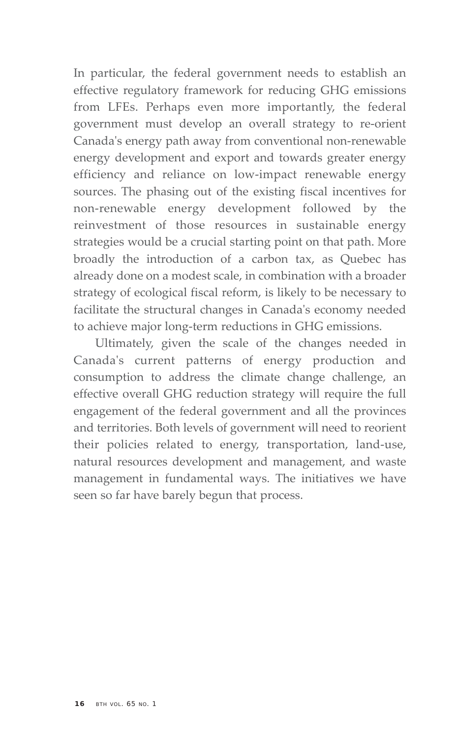In particular, the federal government needs to establish an effective regulatory framework for reducing GHG emissions from LFEs. Perhaps even more importantly, the federal government must develop an overall strategy to re-orient Canada's energy path away from conventional non-renewable energy development and export and towards greater energy efficiency and reliance on low-impact renewable energy sources. The phasing out of the existing fiscal incentives for non-renewable energy development followed by the reinvestment of those resources in sustainable energy strategies would be a crucial starting point on that path. More broadly the introduction of a carbon tax, as Quebec has already done on a modest scale, in combination with a broader strategy of ecological fiscal reform, is likely to be necessary to facilitate the structural changes in Canada's economy needed to achieve major long-term reductions in GHG emissions.

Ultimately, given the scale of the changes needed in Canada's current patterns of energy production and consumption to address the climate change challenge, an effective overall GHG reduction strategy will require the full engagement of the federal government and all the provinces and territories. Both levels of government will need to reorient their policies related to energy, transportation, land-use, natural resources development and management, and waste management in fundamental ways. The initiatives we have seen so far have barely begun that process.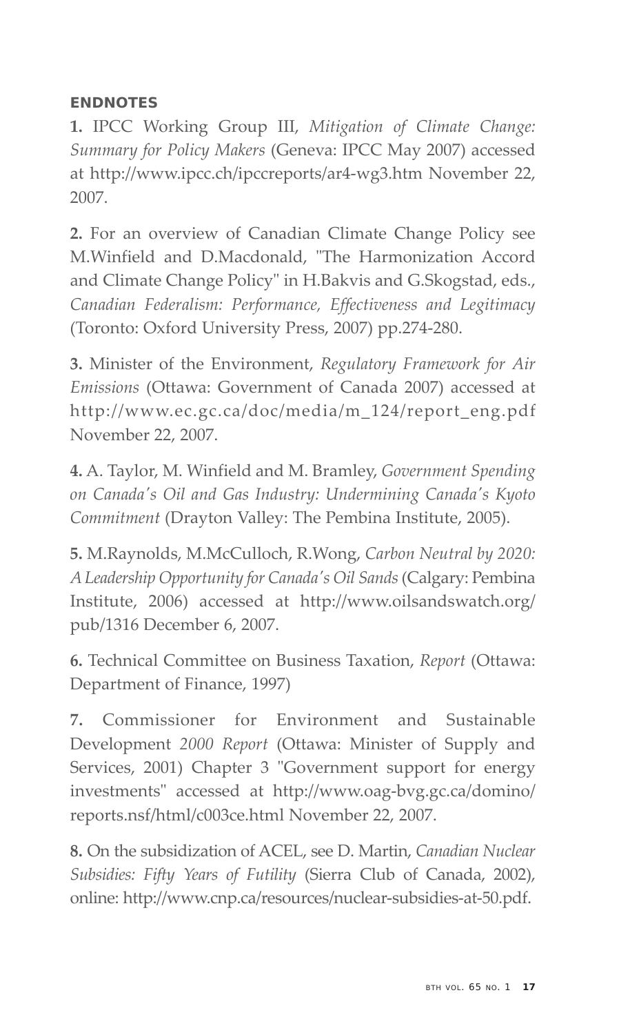### ENDNOTES

**1.** IPCC Working Group III, *Mitigation of Climate Change: Summary for Policy Makers* (Geneva: IPCC May 2007) accessed at http://www.ipcc.ch/ipccreports/ar4-wg3.htm November 22, 2007.

**2.** For an overview of Canadian Climate Change Policy see M.Winfield and D.Macdonald, "The Harmonization Accord and Climate Change Policy" in H.Bakvis and G.Skogstad, eds., *Canadian Federalism: Performance, Effectiveness and Legitimacy* (Toronto: Oxford University Press, 2007) pp.274-280.

**3.** Minister of the Environment, *Regulatory Framework for Air Emissions* (Ottawa: Government of Canada 2007) accessed at http://www.ec.gc.ca/doc/media/m_124/report_eng.pdf November 22, 2007.

**4.** A. Taylor, M. Winfield and M. Bramley, *Government Spending on Canada's Oil and Gas Industry: Undermining Canada's Kyoto Commitment* (Drayton Valley: The Pembina Institute, 2005).

**5.** M.Raynolds, M.McCulloch, R.Wong, *Carbon Neutral by 2020: A Leadership Opportunity for Canada's Oil Sands* (Calgary: Pembina Institute, 2006) accessed at http://www.oilsandswatch.org/pub/1316 December 6, 2007.

**6.** Technical Committee on Business Taxation, *Report* (Ottawa: Department of Finance, 1997)

**7.** Commissioner for Environment and Sustainable Development *2000 Report* (Ottawa: Minister of Supply and Services, 2001) Chapter 3 "Government support for energy investments" accessed at http://www.oag-bvg.gc.ca/domino/reports.nsf/html/c003ce.html November 22, 2007.

**8.** On the subsidization of ACEL, see D. Martin, *Canadian Nuclear Subsidies: Fifty Years of Futility* (Sierra Club of Canada, 2002), online: http://www.cnp.ca/resources/nuclear-subsidies-at-50.pdf.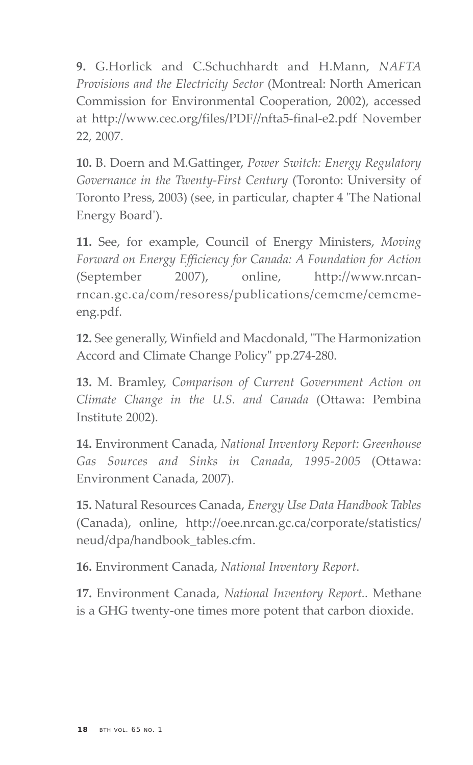**9.** G.Horlick and C.Schuchhardt and H.Mann, *NAFTA Provisions and the Electricity Sector* (Montreal: North American Commission for Environmental Cooperation, 2002), accessed at http://www.cec.org/files/PDF//nfta5-final-e2.pdf November 22, 2007.

**10.** B. Doern and M.Gattinger, *Power Switch: Energy Regulatory Governance in the Twenty-First Century* (Toronto: University of Toronto Press, 2003) (see, in particular, chapter 4 'The National Energy Board').

**11.** See, for example, Council of Energy Ministers, *Moving Forward on Energy Efficiency for Canada: A Foundation for Action* (September 2007), online, http://www.nrcan-rncan.gc.ca/com/resoress/publications/cemcme/cemcme-eng.pdf.

**12.** See generally, Winfield and Macdonald, "The Harmonization Accord and Climate Change Policy" pp.274-280.

**13.** M. Bramley, *Comparison of Current Government Action on Climate Change in the U.S. and Canada* (Ottawa: Pembina Institute 2002).

**14.** Environment Canada, *National Inventory Report: Greenhouse Gas Sources and Sinks in Canada, 1995-2005* (Ottawa: Environment Canada, 2007).

**15.** Natural Resources Canada, *Energy Use Data Handbook Tables* (Canada), online, http://oee.nrcan.gc.ca/corporate/statistics/neud/dpa/handbook_tables.cfm.

**16.** Environment Canada, *National Inventory Report*.

**17.** Environment Canada, *National Inventory Report..* Methane is a GHG twenty-one times more potent that carbon dioxide.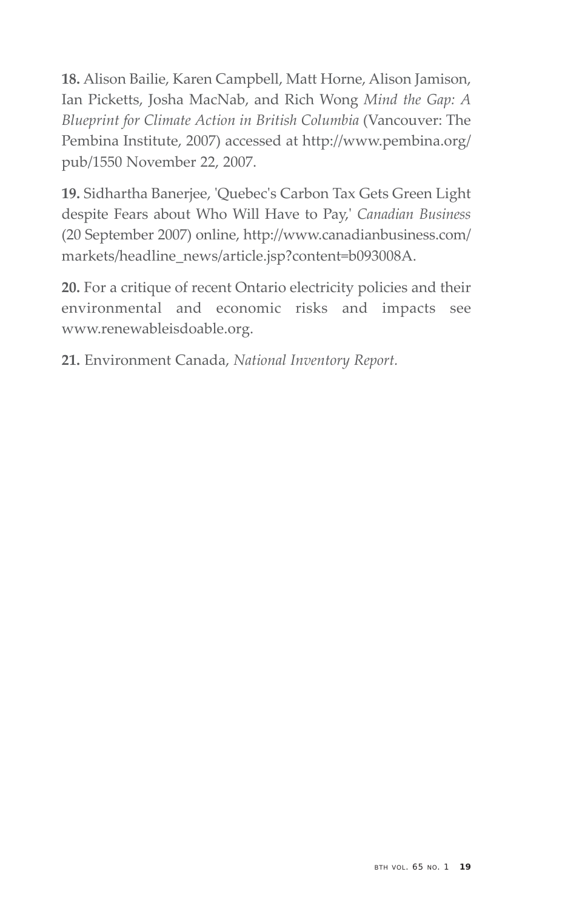**18.** Alison Bailie, Karen Campbell, Matt Horne, Alison Jamison, Ian Picketts, Josha MacNab, and Rich Wong *Mind the Gap: A Blueprint for Climate Action in British Columbia* (Vancouver: The Pembina Institute, 2007) accessed at http://www.pembina.org/pub/1550 November 22, 2007.

**19.** Sidhartha Banerjee, 'Quebec's Carbon Tax Gets Green Light despite Fears about Who Will Have to Pay,' *Canadian Business* (20 September 2007) online, http://www.canadianbusiness.com/markets/headline_news/article.jsp?content=b093008A.

**20.** For a critique of recent Ontario electricity policies and their environmental and economic risks and impacts see www.renewableisdoable.org.

**21.** Environment Canada, *National Inventory Report.*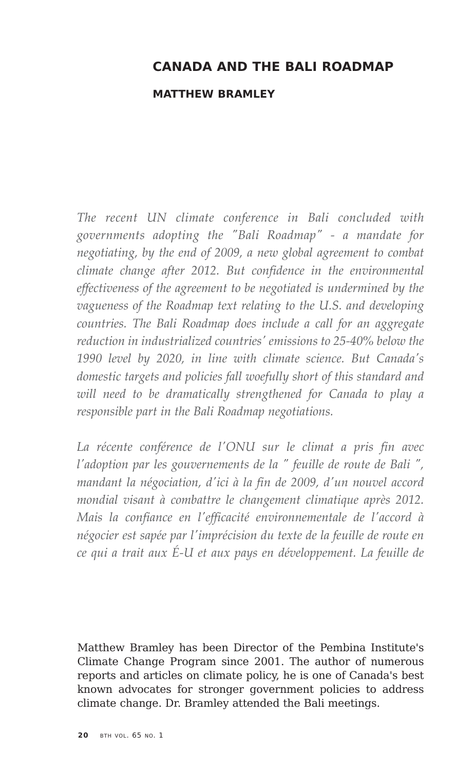# CANADA AND THE BALI ROADMAP

## MATTHEW BRAMLEY

*The recent UN climate conference in Bali concluded with governments adopting the "Bali Roadmap" - a mandate for negotiating, by the end of 2009, a new global agreement to combat climate change after 2012. But confidence in the environmental effectiveness of the agreement to be negotiated is undermined by the vagueness of the Roadmap text relating to the U.S. and developing countries. The Bali Roadmap does include a call for an aggregate reduction in industrialized countries' emissions to 25-40% below the 1990 level by 2020, in line with climate science. But Canada's domestic targets and policies fall woefully short of this standard and will need to be dramatically strengthened for Canada to play a responsible part in the Bali Roadmap negotiations.*

*La récente conférence de l'ONU sur le climat a pris fin avec l'adoption par les gouvernements de la " feuille de route de Bali ", mandant la négociation, d'ici à la fin de 2009, d'un nouvel accord mondial visant à combattre le changement climatique après 2012. Mais la confiance en l'efficacité environnementale de l'accord à négocier est sapée par l'imprécision du texte de la feuille de route en ce qui a trait aux É-U et aux pays en développement. La feuille de*

Matthew Bramley has been Director of the Pembina Institute's Climate Change Program since 2001. The author of numerous reports and articles on climate policy, he is one of Canada's best known advocates for stronger government policies to address climate change. Dr. Bramley attended the Bali meetings.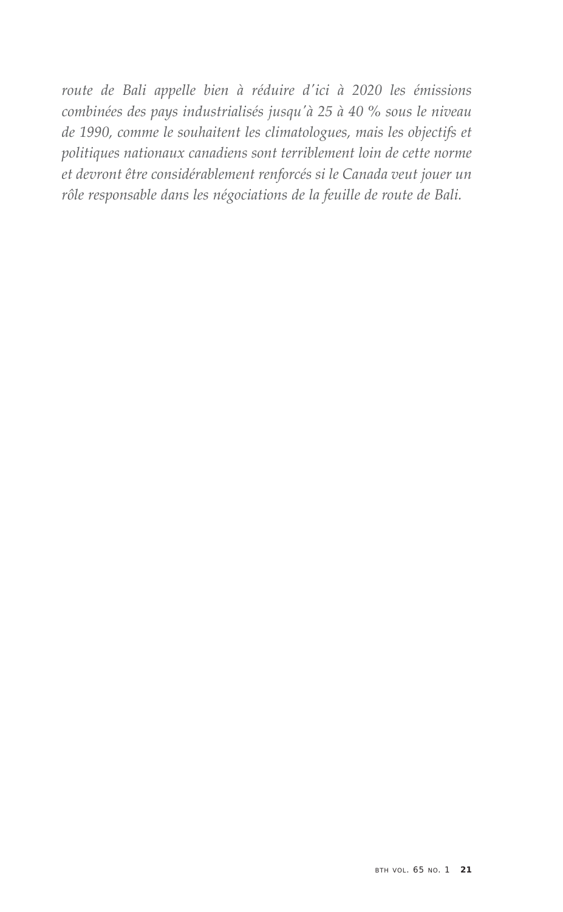*route de Bali appelle bien à réduire d'ici à 2020 les émissions combinées des pays industrialisés jusqu'à 25 à 40 % sous le niveau de 1990, comme le souhaitent les climatologues, mais les objectifs et politiques nationaux canadiens sont terriblement loin de cette norme et devront être considérablement renforcés si le Canada veut jouer un rôle responsable dans les négociations de la feuille de route de Bali.*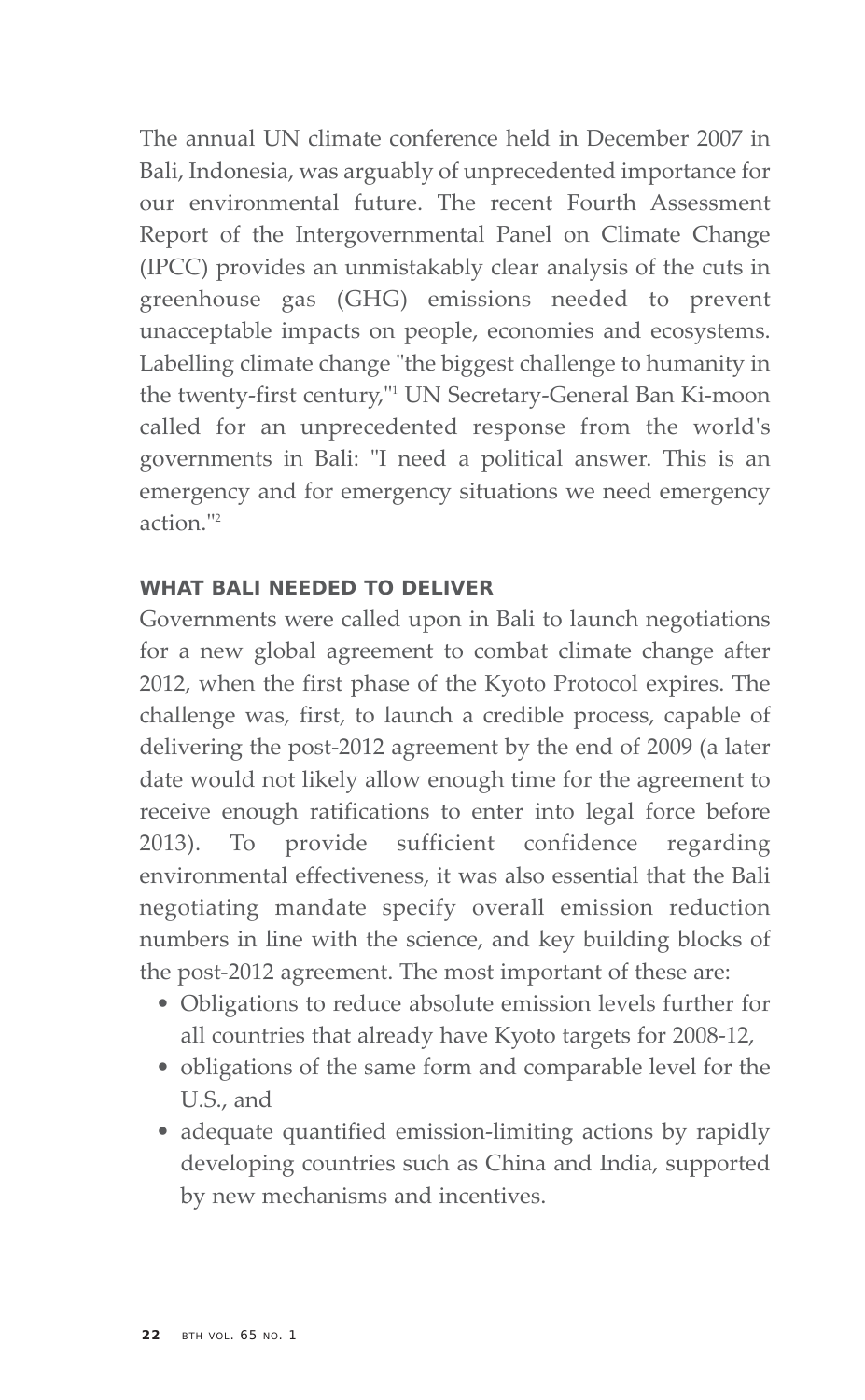The annual UN climate conference held in December 2007 in Bali, Indonesia, was arguably of unprecedented importance for our environmental future. The recent Fourth Assessment Report of the Intergovernmental Panel on Climate Change (IPCC) provides an unmistakably clear analysis of the cuts in greenhouse gas (GHG) emissions needed to prevent unacceptable impacts on people, economies and ecosystems. Labelling climate change "the biggest challenge to humanity in the twenty-first century,"[1] UN Secretary-General Ban Ki-moon called for an unprecedented response from the world's governments in Bali: "I need a political answer. This is an emergency and for emergency situations we need emergency action."[2]

## WHAT BALI NEEDED TO DELIVER

Governments were called upon in Bali to launch negotiations for a new global agreement to combat climate change after 2012, when the first phase of the Kyoto Protocol expires. The challenge was, first, to launch a credible process, capable of delivering the post-2012 agreement by the end of 2009 (a later date would not likely allow enough time for the agreement to receive enough ratifications to enter into legal force before 2013). To provide sufficient confidence regarding environmental effectiveness, it was also essential that the Bali negotiating mandate specify overall emission reduction numbers in line with the science, and key building blocks of the post-2012 agreement. The most important of these are:

- Obligations to reduce absolute emission levels further for all countries that already have Kyoto targets for 2008-12,
- obligations of the same form and comparable level for the U.S., and
- adequate quantified emission-limiting actions by rapidly developing countries such as China and India, supported by new mechanisms and incentives.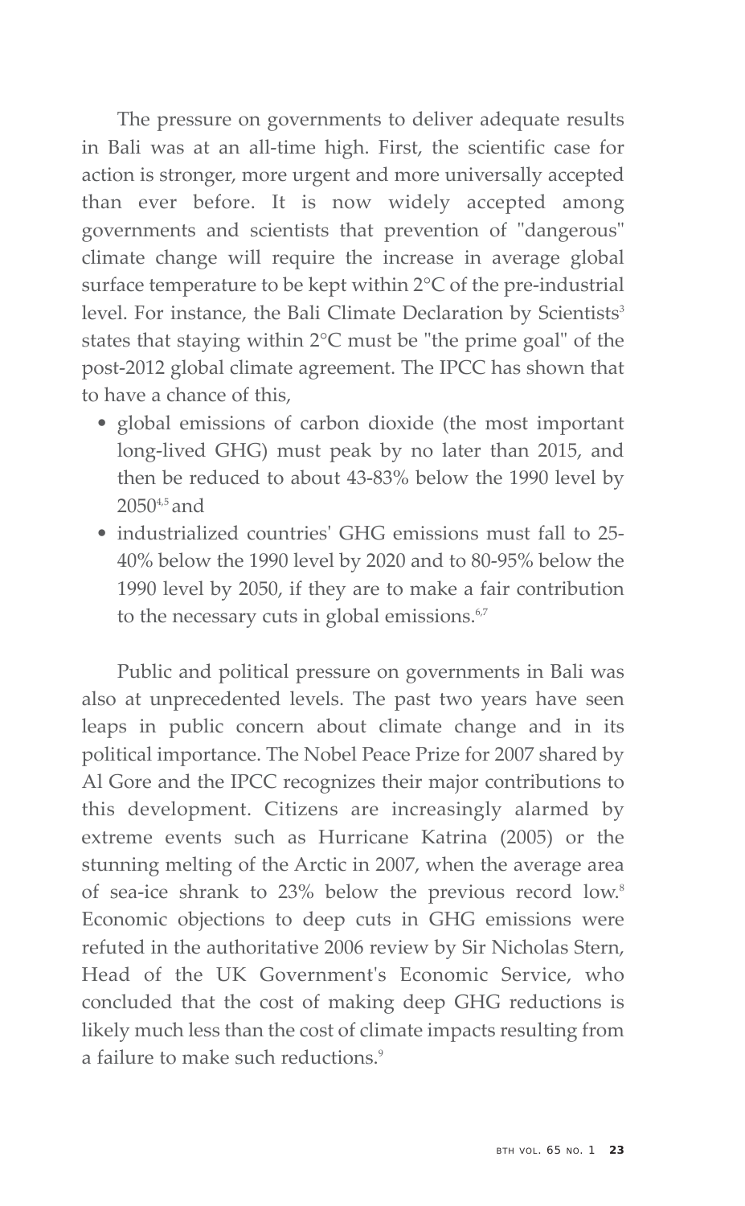The pressure on governments to deliver adequate results in Bali was at an all-time high. First, the scientific case for action is stronger, more urgent and more universally accepted than ever before. It is now widely accepted among governments and scientists that prevention of "dangerous" climate change will require the increase in average global surface temperature to be kept within 2°C of the pre-industrial level. For instance, the Bali Climate Declaration by Scientists[3] states that staying within 2°C must be "the prime goal" of the post-2012 global climate agreement. The IPCC has shown that to have a chance of this,

- global emissions of carbon dioxide (the most important long-lived GHG) must peak by no later than 2015, and then be reduced to about 43-83% below the 1990 level by 2050[4,5] and
- industrialized countries' GHG emissions must fall to 25-40% below the 1990 level by 2020 and to 80-95% below the 1990 level by 2050, if they are to make a fair contribution to the necessary cuts in global emissions.[6,7]

Public and political pressure on governments in Bali was also at unprecedented levels. The past two years have seen leaps in public concern about climate change and in its political importance. The Nobel Peace Prize for 2007 shared by Al Gore and the IPCC recognizes their major contributions to this development. Citizens are increasingly alarmed by extreme events such as Hurricane Katrina (2005) or the stunning melting of the Arctic in 2007, when the average area of sea-ice shrank to 23% below the previous record low.[8] Economic objections to deep cuts in GHG emissions were refuted in the authoritative 2006 review by Sir Nicholas Stern, Head of the UK Government's Economic Service, who concluded that the cost of making deep GHG reductions is likely much less than the cost of climate impacts resulting from a failure to make such reductions.[9]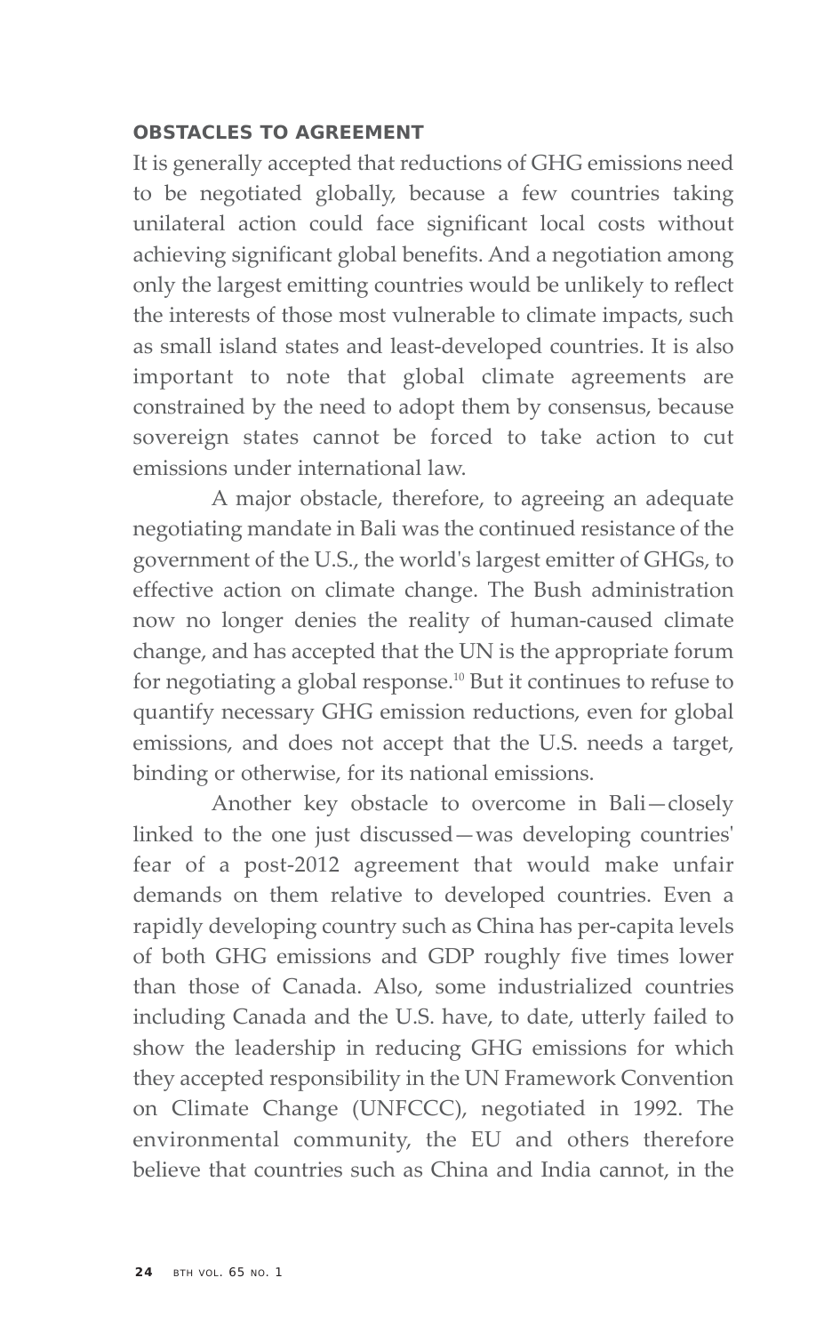### OBSTACLES TO AGREEMENT

It is generally accepted that reductions of GHG emissions need to be negotiated globally, because a few countries taking unilateral action could face significant local costs without achieving significant global benefits. And a negotiation among only the largest emitting countries would be unlikely to reflect the interests of those most vulnerable to climate impacts, such as small island states and least-developed countries. It is also important to note that global climate agreements are constrained by the need to adopt them by consensus, because sovereign states cannot be forced to take action to cut emissions under international law.

A major obstacle, therefore, to agreeing an adequate negotiating mandate in Bali was the continued resistance of the government of the U.S., the world's largest emitter of GHGs, to effective action on climate change. The Bush administration now no longer denies the reality of human-caused climate change, and has accepted that the UN is the appropriate forum for negotiating a global response.[10] But it continues to refuse to quantify necessary GHG emission reductions, even for global emissions, and does not accept that the U.S. needs a target, binding or otherwise, for its national emissions.

Another key obstacle to overcome in Bali—closely linked to the one just discussed—was developing countries' fear of a post-2012 agreement that would make unfair demands on them relative to developed countries. Even a rapidly developing country such as China has per-capita levels of both GHG emissions and GDP roughly five times lower than those of Canada. Also, some industrialized countries including Canada and the U.S. have, to date, utterly failed to show the leadership in reducing GHG emissions for which they accepted responsibility in the UN Framework Convention on Climate Change (UNFCCC), negotiated in 1992. The environmental community, the EU and others therefore believe that countries such as China and India cannot, in the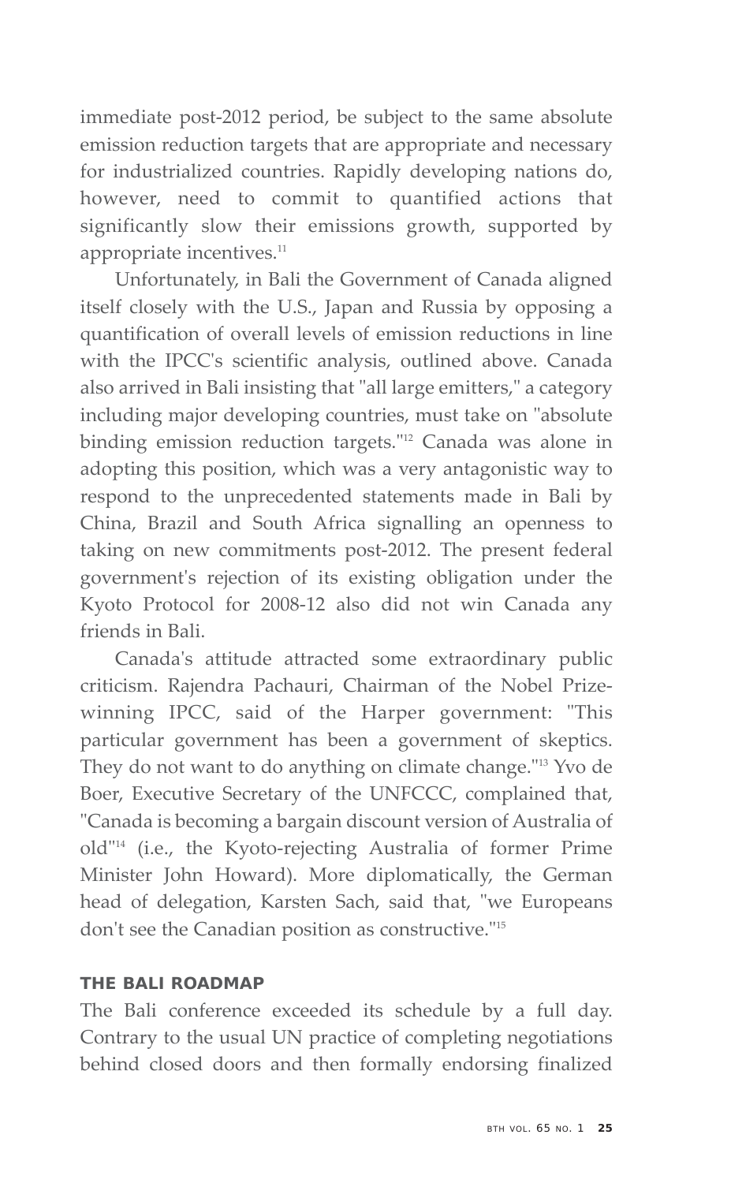immediate post-2012 period, be subject to the same absolute emission reduction targets that are appropriate and necessary for industrialized countries. Rapidly developing nations do, however, need to commit to quantified actions that significantly slow their emissions growth, supported by appropriate incentives.[11]

Unfortunately, in Bali the Government of Canada aligned itself closely with the U.S., Japan and Russia by opposing a quantification of overall levels of emission reductions in line with the IPCC's scientific analysis, outlined above. Canada also arrived in Bali insisting that "all large emitters," a category including major developing countries, must take on "absolute binding emission reduction targets."[12] Canada was alone in adopting this position, which was a very antagonistic way to respond to the unprecedented statements made in Bali by China, Brazil and South Africa signalling an openness to taking on new commitments post-2012. The present federal government's rejection of its existing obligation under the Kyoto Protocol for 2008-12 also did not win Canada any friends in Bali.

Canada's attitude attracted some extraordinary public criticism. Rajendra Pachauri, Chairman of the Nobel Prize-winning IPCC, said of the Harper government: "This particular government has been a government of skeptics. They do not want to do anything on climate change."[13] Yvo de Boer, Executive Secretary of the UNFCCC, complained that, "Canada is becoming a bargain discount version of Australia of old"[14] (i.e., the Kyoto-rejecting Australia of former Prime Minister John Howard). More diplomatically, the German head of delegation, Karsten Sach, said that, "we Europeans don't see the Canadian position as constructive."[15]

## THE BALI ROADMAP

The Bali conference exceeded its schedule by a full day. Contrary to the usual UN practice of completing negotiations behind closed doors and then formally endorsing finalized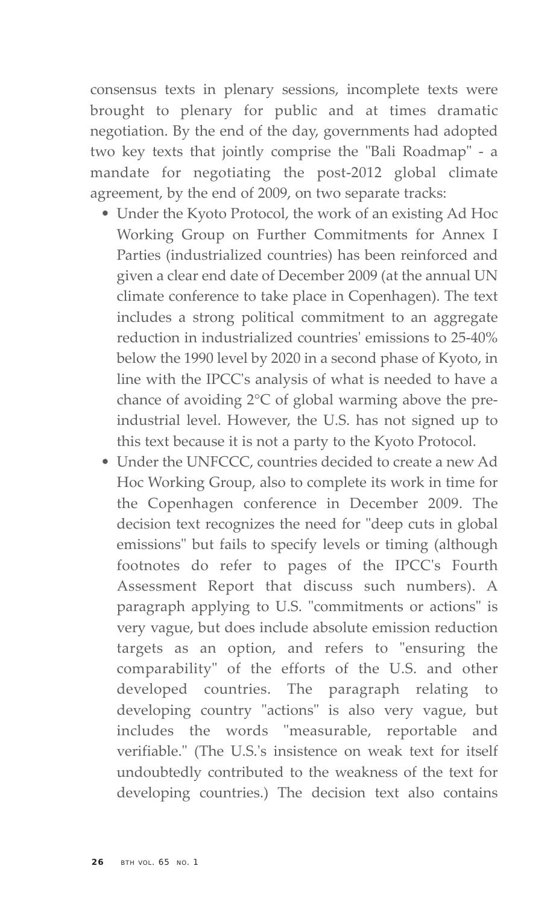consensus texts in plenary sessions, incomplete texts were brought to plenary for public and at times dramatic negotiation. By the end of the day, governments had adopted two key texts that jointly comprise the "Bali Roadmap" - a mandate for negotiating the post-2012 global climate agreement, by the end of 2009, on two separate tracks:

- Under the Kyoto Protocol, the work of an existing Ad Hoc Working Group on Further Commitments for Annex I Parties (industrialized countries) has been reinforced and given a clear end date of December 2009 (at the annual UN climate conference to take place in Copenhagen). The text includes a strong political commitment to an aggregate reduction in industrialized countries' emissions to 25-40% below the 1990 level by 2020 in a second phase of Kyoto, in line with the IPCC's analysis of what is needed to have a chance of avoiding 2°C of global warming above the pre-industrial level. However, the U.S. has not signed up to this text because it is not a party to the Kyoto Protocol.
- Under the UNFCCC, countries decided to create a new Ad Hoc Working Group, also to complete its work in time for the Copenhagen conference in December 2009. The decision text recognizes the need for "deep cuts in global emissions" but fails to specify levels or timing (although footnotes do refer to pages of the IPCC's Fourth Assessment Report that discuss such numbers). A paragraph applying to U.S. "commitments or actions" is very vague, but does include absolute emission reduction targets as an option, and refers to "ensuring the comparability" of the efforts of the U.S. and other developed countries. The paragraph relating to developing country "actions" is also very vague, but includes the words "measurable, reportable and verifiable." (The U.S.'s insistence on weak text for itself undoubtedly contributed to the weakness of the text for developing countries.) The decision text also contains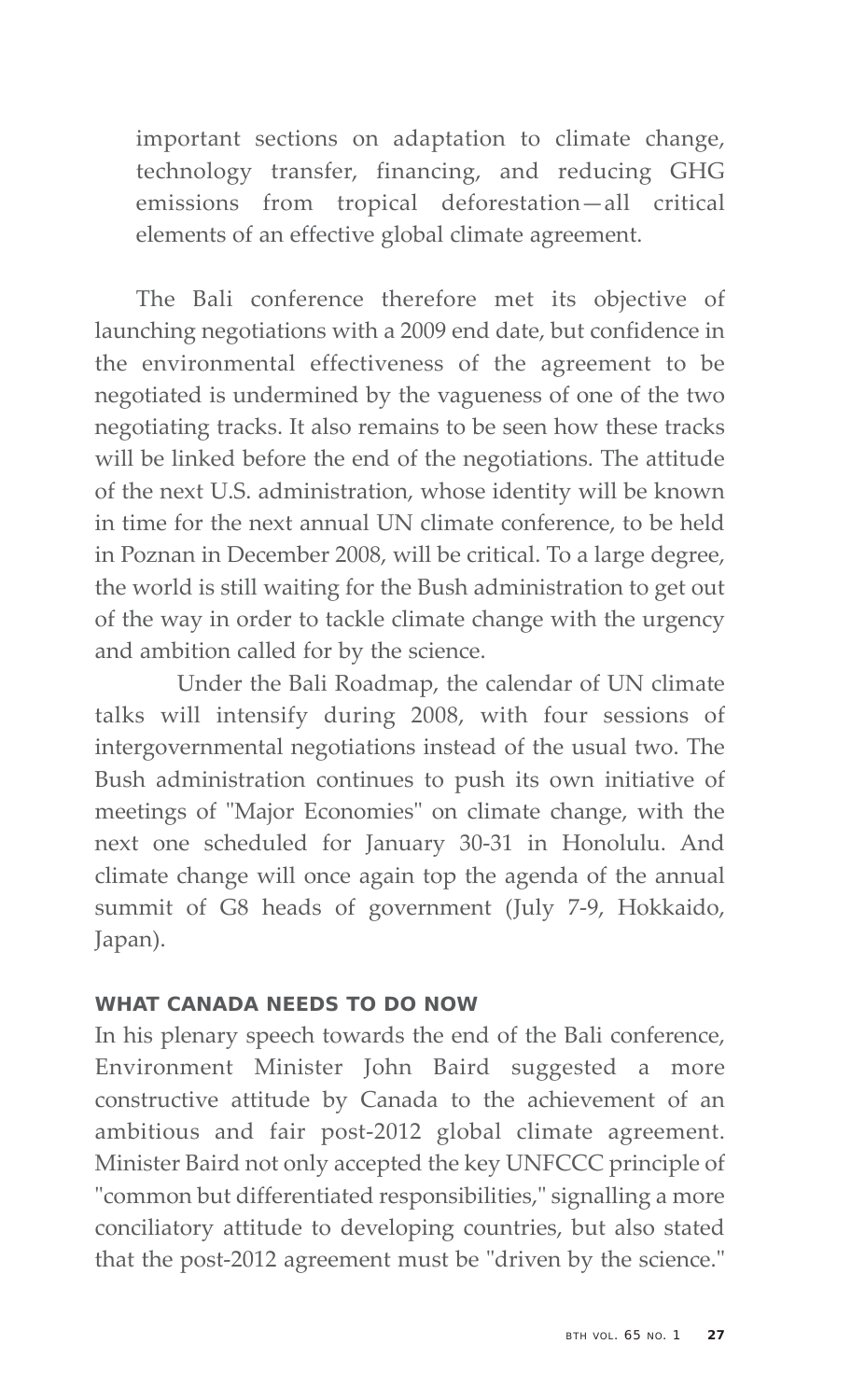important sections on adaptation to climate change, technology transfer, financing, and reducing GHG emissions from tropical deforestation—all critical elements of an effective global climate agreement.

The Bali conference therefore met its objective of launching negotiations with a 2009 end date, but confidence in the environmental effectiveness of the agreement to be negotiated is undermined by the vagueness of one of the two negotiating tracks. It also remains to be seen how these tracks will be linked before the end of the negotiations. The attitude of the next U.S. administration, whose identity will be known in time for the next annual UN climate conference, to be held in Poznan in December 2008, will be critical. To a large degree, the world is still waiting for the Bush administration to get out of the way in order to tackle climate change with the urgency and ambition called for by the science.

Under the Bali Roadmap, the calendar of UN climate talks will intensify during 2008, with four sessions of intergovernmental negotiations instead of the usual two. The Bush administration continues to push its own initiative of meetings of "Major Economies" on climate change, with the next one scheduled for January 30-31 in Honolulu. And climate change will once again top the agenda of the annual summit of G8 heads of government (July 7-9, Hokkaido, Japan).

### WHAT CANADA NEEDS TO DO NOW

In his plenary speech towards the end of the Bali conference, Environment Minister John Baird suggested a more constructive attitude by Canada to the achievement of an ambitious and fair post-2012 global climate agreement. Minister Baird not only accepted the key UNFCCC principle of "common but differentiated responsibilities," signalling a more conciliatory attitude to developing countries, but also stated that the post-2012 agreement must be "driven by the science."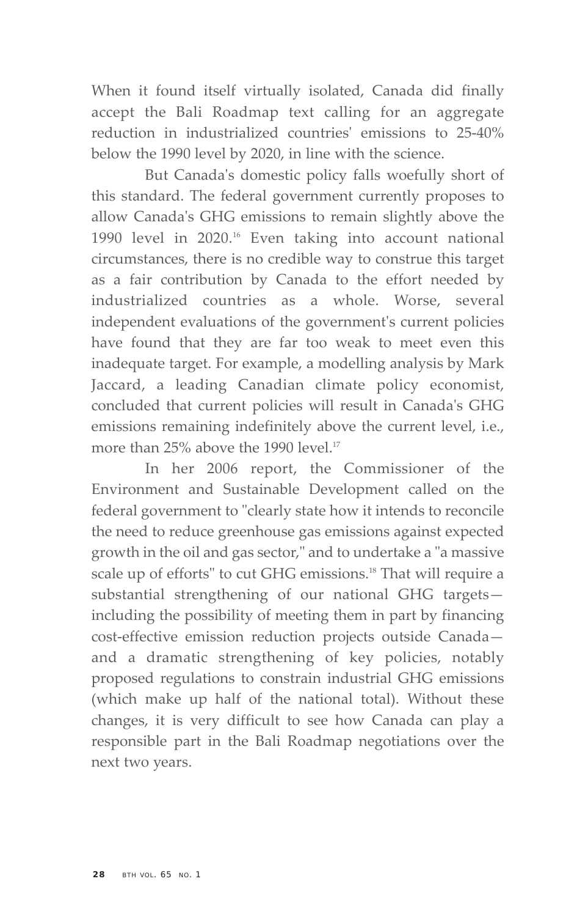When it found itself virtually isolated, Canada did finally accept the Bali Roadmap text calling for an aggregate reduction in industrialized countries' emissions to 25-40% below the 1990 level by 2020, in line with the science.

But Canada's domestic policy falls woefully short of this standard. The federal government currently proposes to allow Canada's GHG emissions to remain slightly above the 1990 level in 2020.[16] Even taking into account national circumstances, there is no credible way to construe this target as a fair contribution by Canada to the effort needed by industrialized countries as a whole. Worse, several independent evaluations of the government's current policies have found that they are far too weak to meet even this inadequate target. For example, a modelling analysis by Mark Jaccard, a leading Canadian climate policy economist, concluded that current policies will result in Canada's GHG emissions remaining indefinitely above the current level, i.e., more than 25% above the 1990 level.[17]

In her 2006 report, the Commissioner of the Environment and Sustainable Development called on the federal government to "clearly state how it intends to reconcile the need to reduce greenhouse gas emissions against expected growth in the oil and gas sector," and to undertake a "a massive scale up of efforts" to cut GHG emissions.[18] That will require a substantial strengthening of our national GHG targets—including the possibility of meeting them in part by financing cost-effective emission reduction projects outside Canada—and a dramatic strengthening of key policies, notably proposed regulations to constrain industrial GHG emissions (which make up half of the national total). Without these changes, it is very difficult to see how Canada can play a responsible part in the Bali Roadmap negotiations over the next two years.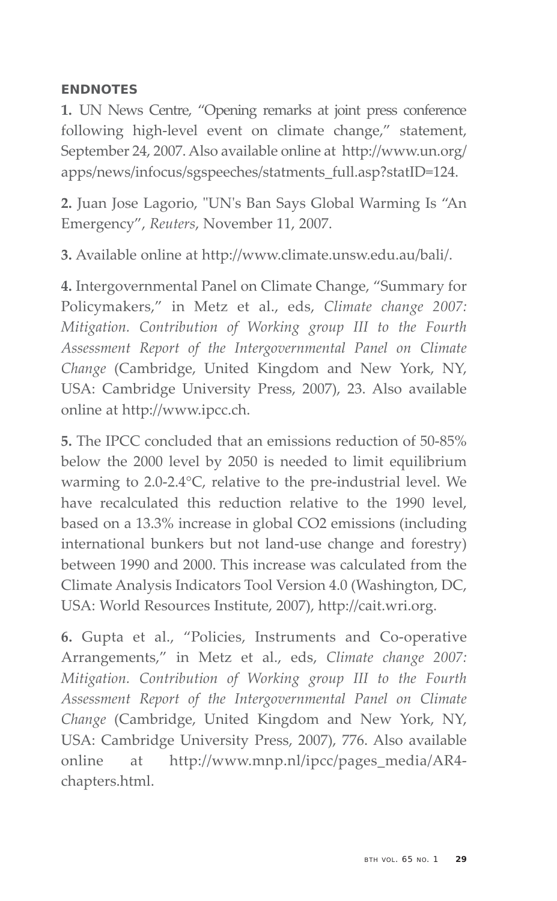## ENDNOTES

**1.** UN News Centre, "Opening remarks at joint press conference following high-level event on climate change," statement, September 24, 2007. Also available online at http://www.un.org/apps/news/infocus/sgspeeches/statments_full.asp?statID=124.

**2.** Juan Jose Lagorio, "UN's Ban Says Global Warming Is "An Emergency", *Reuters*, November 11, 2007.

**3.** Available online at http://www.climate.unsw.edu.au/bali/.

**4.** Intergovernmental Panel on Climate Change, "Summary for Policymakers," in Metz et al., eds, *Climate change 2007: Mitigation. Contribution of Working group III to the Fourth Assessment Report of the Intergovernmental Panel on Climate Change* (Cambridge, United Kingdom and New York, NY, USA: Cambridge University Press, 2007), 23. Also available online at http://www.ipcc.ch.

**5.** The IPCC concluded that an emissions reduction of 50-85% below the 2000 level by 2050 is needed to limit equilibrium warming to 2.0-2.4°C, relative to the pre-industrial level. We have recalculated this reduction relative to the 1990 level, based on a 13.3% increase in global $CO_2$ emissions (including international bunkers but not land-use change and forestry) between 1990 and 2000. This increase was calculated from the Climate Analysis Indicators Tool Version 4.0 (Washington, DC, USA: World Resources Institute, 2007), http://cait.wri.org.

**6.** Gupta et al., "Policies, Instruments and Co-operative Arrangements," in Metz et al., eds, *Climate change 2007: Mitigation. Contribution of Working group III to the Fourth Assessment Report of the Intergovernmental Panel on Climate Change* (Cambridge, United Kingdom and New York, NY, USA: Cambridge University Press, 2007), 776. Also available online at http://www.mnp.nl/ipcc/pages_media/AR4-chapters.html.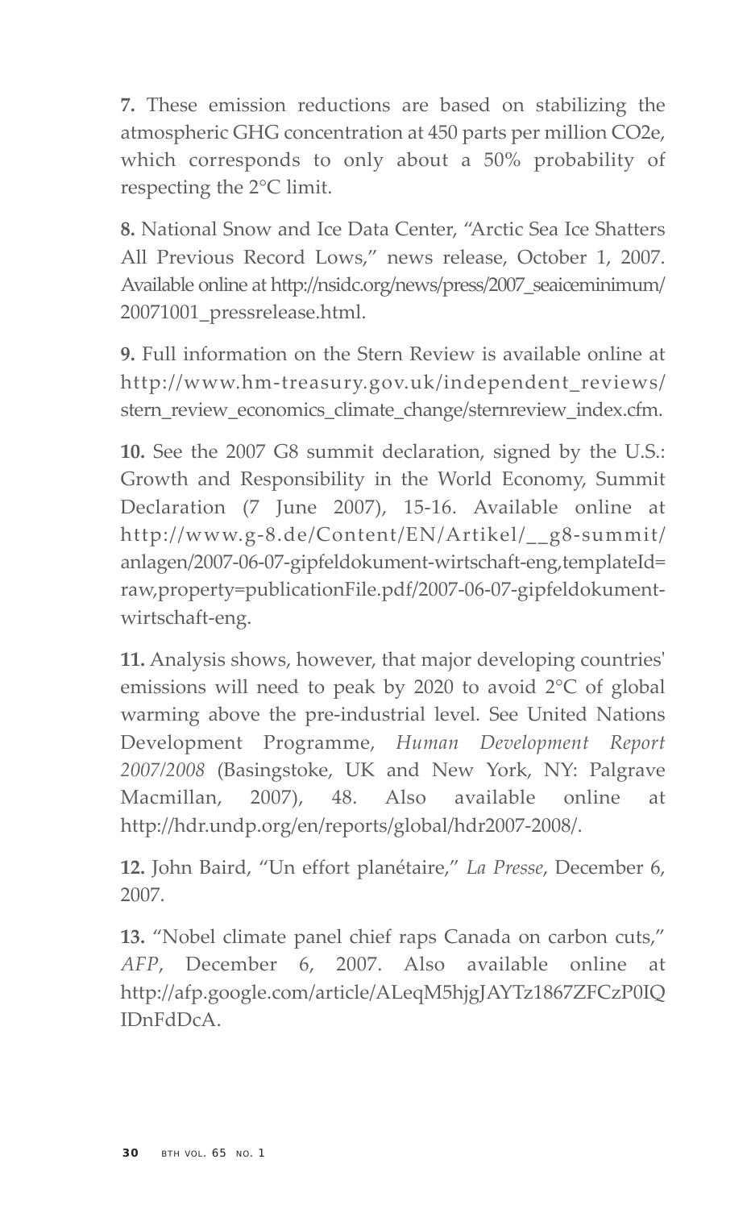**7.** These emission reductions are based on stabilizing the atmospheric GHG concentration at 450 parts per million CO2e, which corresponds to only about a 50% probability of respecting the 2°C limit.

**8.** National Snow and Ice Data Center, "Arctic Sea Ice Shatters All Previous Record Lows," news release, October 1, 2007. Available online at http://nsidc.org/news/press/2007_seaiceminimum/20071001_pressrelease.html.

**9.** Full information on the Stern Review is available online at http://www.hm-treasury.gov.uk/independent_reviews/stern_review_economics_climate_change/sternreview_index.cfm.

**10.** See the 2007 G8 summit declaration, signed by the U.S.: Growth and Responsibility in the World Economy, Summit Declaration (7 June 2007), 15-16. Available online at http://www.g-8.de/Content/EN/Artikel/__g8-summit/anlagen/2007-06-07-gipfeldokument-wirtschaft-eng,templateId=raw,property=publicationFile.pdf/2007-06-07-gipfeldokument-wirtschaft-eng.

**11.** Analysis shows, however, that major developing countries' emissions will need to peak by 2020 to avoid 2°C of global warming above the pre-industrial level. See United Nations Development Programme, *Human Development Report 2007/2008* (Basingstoke, UK and New York, NY: Palgrave Macmillan, 2007), 48. Also available online at http://hdr.undp.org/en/reports/global/hdr2007-2008/.

**12.** John Baird, "Un effort planétaire," *La Presse*, December 6, 2007.

**13.** "Nobel climate panel chief raps Canada on carbon cuts," *AFP*, December 6, 2007. Also available online at http://afp.google.com/article/ALeqM5hjgJAYTz1867ZFCzP0IQIDnFdDcA.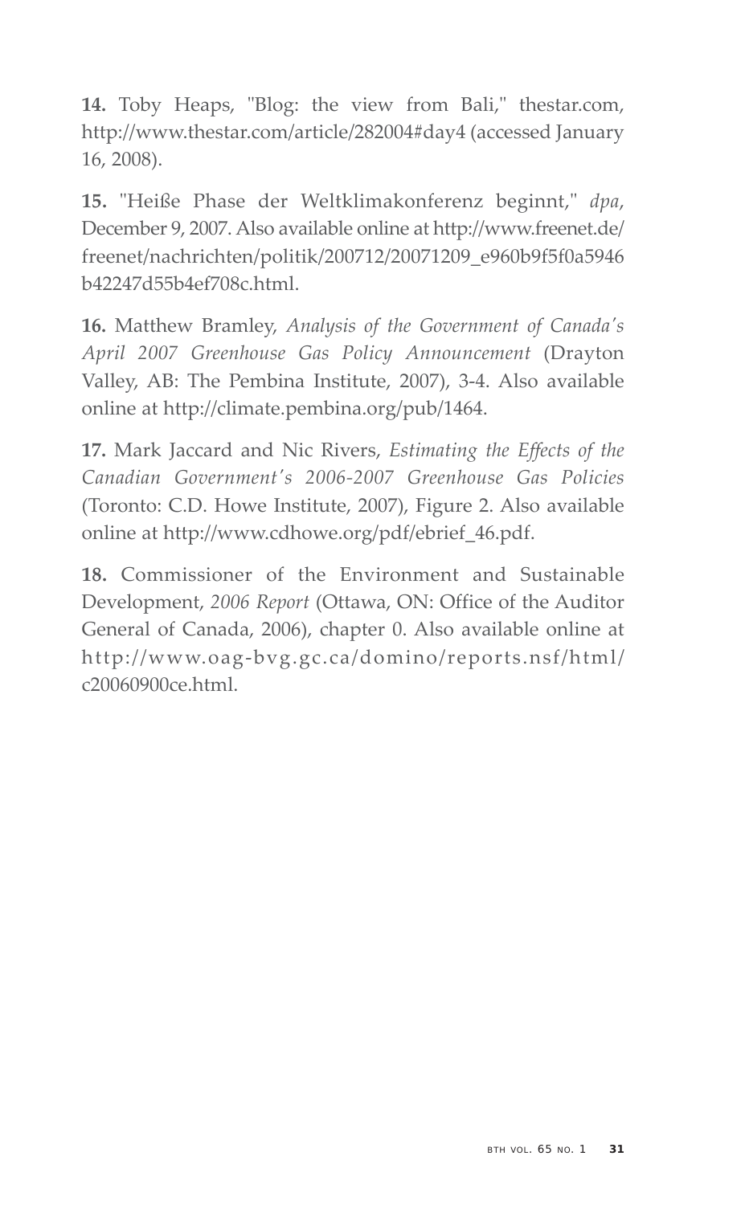**14.** Toby Heaps, "Blog: the view from Bali," thestar.com, http://www.thestar.com/article/282004#day4 (accessed January 16, 2008).

**15.** "Heiße Phase der Weltklimakonferenz beginnt," *dpa*, December 9, 2007. Also available online at http://www.freenet.de/freenet/nachrichten/politik/200712/20071209_e960b9f5f0a5946b42247d55b4ef708c.html.

**16.** Matthew Bramley, *Analysis of the Government of Canada's April 2007 Greenhouse Gas Policy Announcement* (Drayton Valley, AB: The Pembina Institute, 2007), 3-4. Also available online at http://climate.pembina.org/pub/1464.

**17.** Mark Jaccard and Nic Rivers, *Estimating the Effects of the Canadian Government's 2006-2007 Greenhouse Gas Policies* (Toronto: C.D. Howe Institute, 2007), Figure 2. Also available online at http://www.cdhowe.org/pdf/ebrief_46.pdf.

**18.** Commissioner of the Environment and Sustainable Development, *2006 Report* (Ottawa, ON: Office of the Auditor General of Canada, 2006), chapter 0. Also available online at http://www.oag-bvg.gc.ca/domino/reports.nsf/html/c20060900ce.html.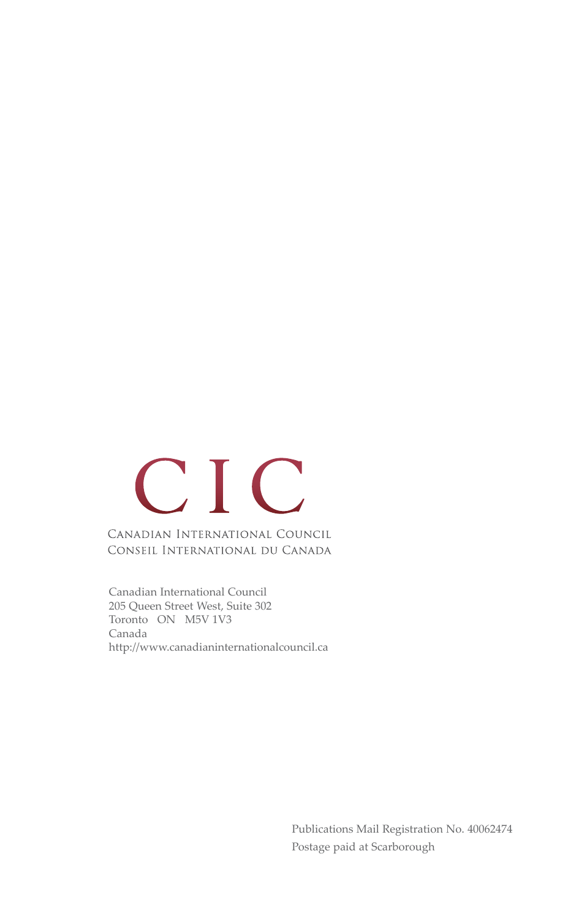CIC

Canadian International Council
Conseil International du Canada

Canadian International Council
205 Queen Street West, Suite 302
Toronto ON M5V 1V3
Canada
http://www.canadianinternationalcouncil.ca

Publications Mail Registration No. 40062474
Postage paid at Scarborough